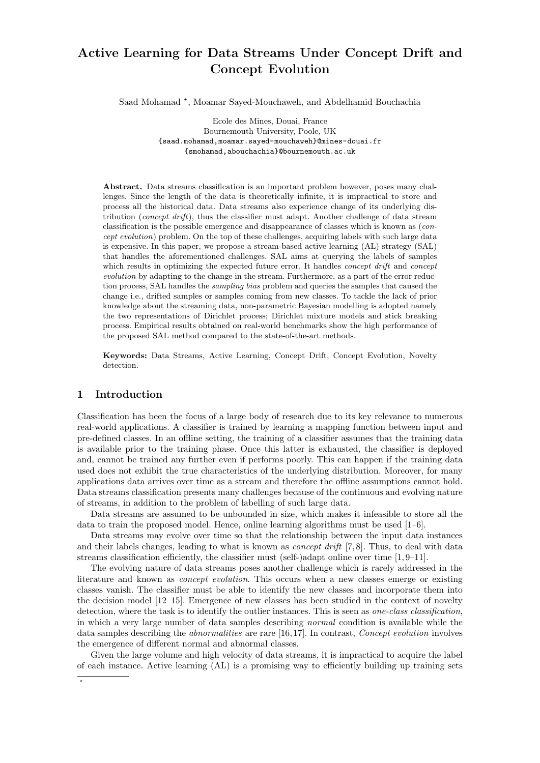# Active Learning for Data Streams Under Concept Drift and Concept Evolution

Saad Mohamad *, Moamar Sayed-Mouchaweh, and Abdelhamid Bouchachia

Ecole des Mines, Douai, France
Bournemouth University, Poole, UK
{saad.mohamad,moamar.sayed-mouchaweh}@mines-douai.fr
{smohamad,abouchachia}@bournemouth.ac.uk

**Abstract.** Data streams classification is an important problem however, poses many challenges. Since the length of the data is theoretically infinite, it is impractical to store and process all the historical data. Data streams also experience change of its underlying distribution (*concept drift*), thus the classifier must adapt. Another challenge of data stream classification is the possible emergence and disappearance of classes which is known as (*concept evolution*) problem. On the top of these challenges, acquiring labels with such large data is expensive. In this paper, we propose a stream-based active learning (AL) strategy (SAL) that handles the aforementioned challenges. SAL aims at querying the labels of samples which results in optimizing the expected future error. It handles *concept drift* and *concept evolution* by adapting to the change in the stream. Furthermore, as a part of the error reduction process, SAL handles the *sampling bias* problem and queries the samples that caused the change i.e., drifted samples or samples coming from new classes. To tackle the lack of prior knowledge about the streaming data, non-parametric Bayesian modelling is adopted namely the two representations of Dirichlet process; Dirichlet mixture models and stick breaking process. Empirical results obtained on real-world benchmarks show the high performance of the proposed SAL method compared to the state-of-the-art methods.

**Keywords:** Data Streams, Active Learning, Concept Drift, Concept Evolution, Novelty detection.

## 1 Introduction

Classification has been the focus of a large body of research due to its key relevance to numerous real-world applications. A classifier is trained by learning a mapping function between input and pre-defined classes. In an offline setting, the training of a classifier assumes that the training data is available prior to the training phase. Once this latter is exhausted, the classifier is deployed and, cannot be trained any further even if performs poorly. This can happen if the training data used does not exhibit the true characteristics of the underlying distribution. Moreover, for many applications data arrives over time as a stream and therefore the offline assumptions cannot hold. Data streams classification presents many challenges because of the continuous and evolving nature of streams, in addition to the problem of labelling of such large data.

Data streams are assumed to be unbounded in size, which makes it infeasible to store all the data to train the proposed model. Hence, online learning algorithms must be used [1–6].

Data streams may evolve over time so that the relationship between the input data instances and their labels changes, leading to what is known as *concept drift* [7, 8]. Thus, to deal with data streams classification efficiently, the classifier must (self-)adapt online over time [1, 9–11].

The evolving nature of data streams poses another challenge which is rarely addressed in the literature and known as *concept evolution*. This occurs when a new classes emerge or existing classes vanish. The classifier must be able to identify the new classes and incorporate them into the decision model [12–15]. Emergence of new classes has been studied in the context of novelty detection, where the task is to identify the outlier instances. This is seen as *one-class classification*, in which a very large number of data samples describing *normal* condition is available while the data samples describing the *abnormalities* are rare [16, 17]. In contrast, *Concept evolution* involves the emergence of different normal and abnormal classes.

Given the large volume and high velocity of data streams, it is impractical to acquire the label of each instance. Active learning (AL) is a promising way to efficiently building up training sets

*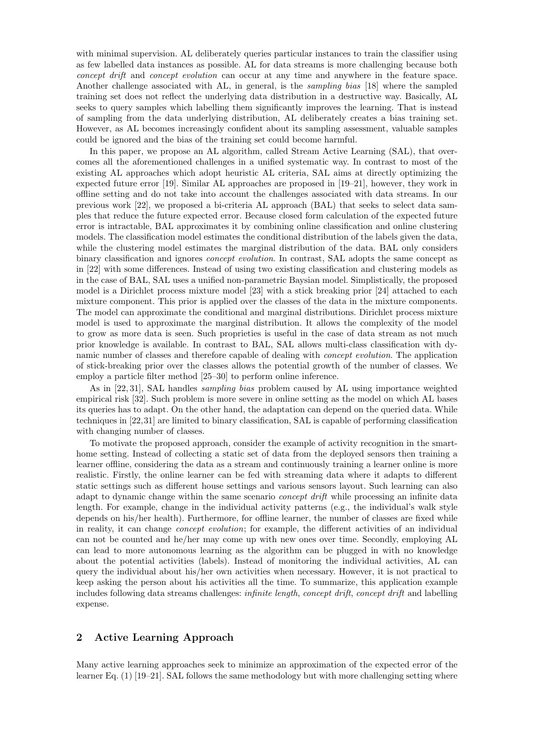with minimal supervision. AL deliberately queries particular instances to train the classifier using as few labelled data instances as possible. AL for data streams is more challenging because both *concept drift* and *concept evolution* can occur at any time and anywhere in the feature space. Another challenge associated with AL, in general, is the *sampling bias* [18] where the sampled training set does not reflect the underlying data distribution in a destructive way. Basically, AL seeks to query samples which labelling them significantly improves the learning. That is instead of sampling from the data underlying distribution, AL deliberately creates a bias training set. However, as AL becomes increasingly confident about its sampling assessment, valuable samples could be ignored and the bias of the training set could become harmful.

In this paper, we propose an AL algorithm, called Stream Active Learning (SAL), that overcomes all the aforementioned challenges in a unified systematic way. In contrast to most of the existing AL approaches which adopt heuristic AL criteria, SAL aims at directly optimizing the expected future error [19]. Similar AL approaches are proposed in [19–21], however, they work in offline setting and do not take into account the challenges associated with data streams. In our previous work [22], we proposed a bi-criteria AL approach (BAL) that seeks to select data samples that reduce the future expected error. Because closed form calculation of the expected future error is intractable, BAL approximates it by combining online classification and online clustering models. The classification model estimates the conditional distribution of the labels given the data, while the clustering model estimates the marginal distribution of the data. BAL only considers binary classification and ignores *concept evolution*. In contrast, SAL adopts the same concept as in [22] with some differences. Instead of using two existing classification and clustering models as in the case of BAL, SAL uses a unified non-parametric Baysian model. Simplistically, the proposed model is a Dirichlet process mixture model [23] with a stick breaking prior [24] attached to each mixture component. This prior is applied over the classes of the data in the mixture components. The model can approximate the conditional and marginal distributions. Dirichlet process mixture model is used to approximate the marginal distribution. It allows the complexity of the model to grow as more data is seen. Such proprieties is useful in the case of data stream as not much prior knowledge is available. In contrast to BAL, SAL allows multi-class classification with dynamic number of classes and therefore capable of dealing with *concept evolution*. The application of stick-breaking prior over the classes allows the potential growth of the number of classes. We employ a particle filter method [25–30] to perform online inference.

As in [22, 31], SAL handles *sampling bias* problem caused by AL using importance weighted empirical risk [32]. Such problem is more severe in online setting as the model on which AL bases its queries has to adapt. On the other hand, the adaptation can depend on the queried data. While techniques in [22,31] are limited to binary classification, SAL is capable of performing classification with changing number of classes.

To motivate the proposed approach, consider the example of activity recognition in the smart-home setting. Instead of collecting a static set of data from the deployed sensors then training a learner offline, considering the data as a stream and continuously training a learner online is more realistic. Firstly, the online learner can be fed with streaming data where it adapts to different static settings such as different house settings and various sensors layout. Such learning can also adapt to dynamic change within the same scenario *concept drift* while processing an infinite data length. For example, change in the individual activity patterns (e.g., the individual's walk style depends on his/her health). Furthermore, for offline learner, the number of classes are fixed while in reality, it can change *concept evolution*; for example, the different activities of an individual can not be counted and he/her may come up with new ones over time. Secondly, employing AL can lead to more autonomous learning as the algorithm can be plugged in with no knowledge about the potential activities (labels). Instead of monitoring the individual activities, AL can query the individual about his/her own activities when necessary. However, it is not practical to keep asking the person about his activities all the time. To summarize, this application example includes following data streams challenges: *infinite length*, *concept drift*, *concept drift* and labelling expense.

## 2 Active Learning Approach

Many active learning approaches seek to minimize an approximation of the expected error of the learner Eq. (1) [19–21]. SAL follows the same methodology but with more challenging setting where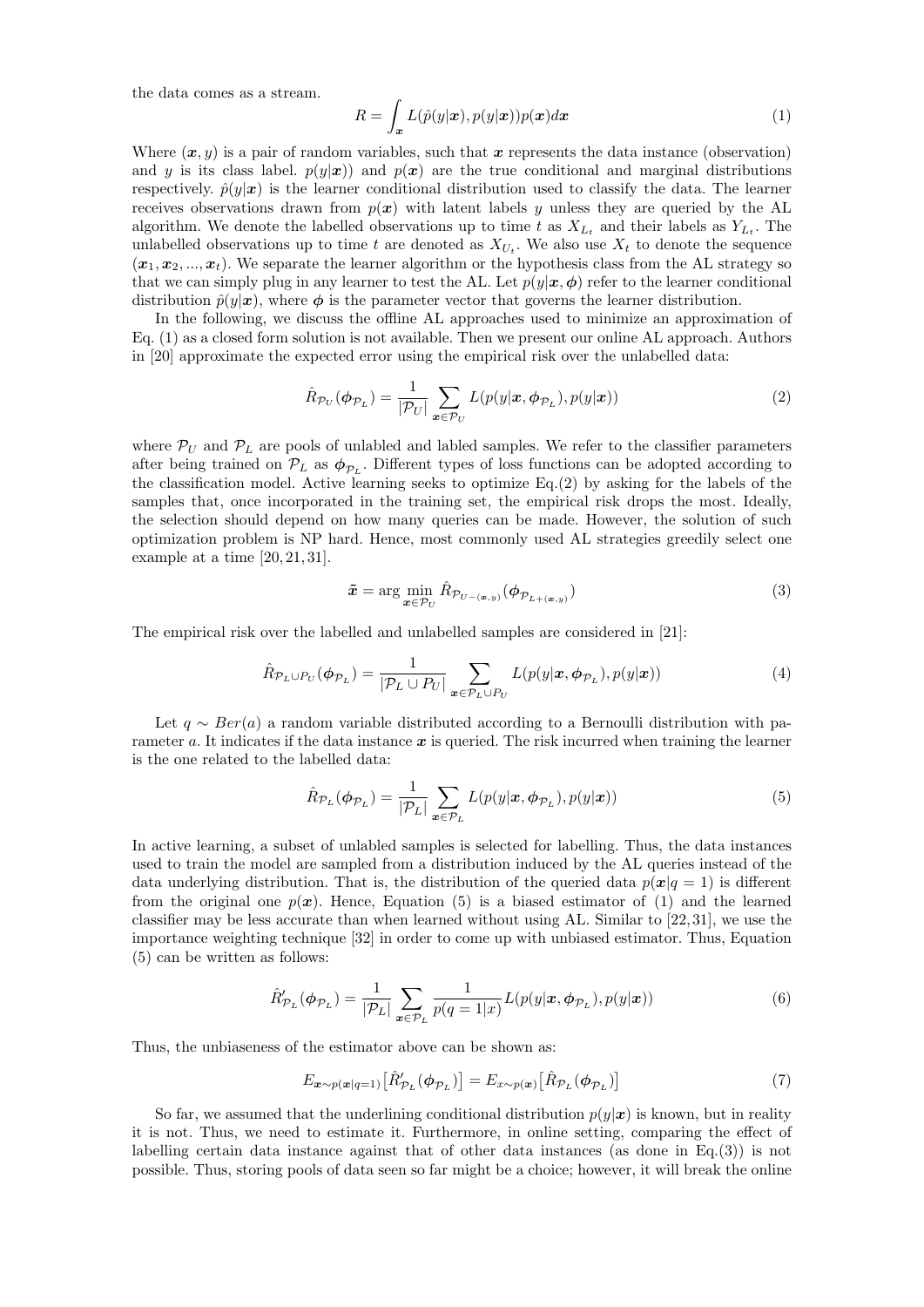the data comes as a stream.

$$R = \int_{\boldsymbol{x}} L(\hat{p}(y|\boldsymbol{x}), p(y|\boldsymbol{x}))p(\boldsymbol{x})d\boldsymbol{x} \tag{1}$$

Where $(\boldsymbol{x}, y)$ is a pair of random variables, such that $\boldsymbol{x}$ represents the data instance (observation) and $y$ is its class label. $p(y|\boldsymbol{x}))$ and $p(\boldsymbol{x})$ are the true conditional and marginal distributions respectively. $\hat{p}(y|\boldsymbol{x})$ is the learner conditional distribution used to classify the data. The learner receives observations drawn from $p(\boldsymbol{x})$ with latent labels $y$ unless they are queried by the AL algorithm. We denote the labelled observations up to time $t$ as $X_{L_t}$ and their labels as $Y_{L_t}$. The unlabelled observations up to time $t$ are denoted as $X_{U_t}$. We also use $X_t$ to denote the sequence $(\boldsymbol{x}_1, \boldsymbol{x}_2, ..., \boldsymbol{x}_t)$. We separate the learner algorithm or the hypothesis class from the AL strategy so that we can simply plug in any learner to test the AL. Let $p(y|\boldsymbol{x}, \boldsymbol{\phi})$ refer to the learner conditional distribution $\hat{p}(y|\boldsymbol{x})$, where $\boldsymbol{\phi}$ is the parameter vector that governs the learner distribution.

In the following, we discuss the offline AL approaches used to minimize an approximation of Eq. (1) as a closed form solution is not available. Then we present our online AL approach. Authors in [20] approximate the expected error using the empirical risk over the unlabelled data:

$$\hat{R}_{\mathcal{P}_U}(\boldsymbol{\phi}_{\mathcal{P}_L}) = \frac{1}{|\mathcal{P}_U|} \sum_{\boldsymbol{x} \in \mathcal{P}_U} L(p(y|\boldsymbol{x}, \boldsymbol{\phi}_{\mathcal{P}_L}), p(y|\boldsymbol{x})) \tag{2}$$

where $\mathcal{P}_U$ and $\mathcal{P}_L$ are pools of unlabled and labled samples. We refer to the classifier parameters after being trained on $\mathcal{P}_L$ as $\boldsymbol{\phi}_{\mathcal{P}_L}$. Different types of loss functions can be adopted according to the classification model. Active learning seeks to optimize Eq.(2) by asking for the labels of the samples that, once incorporated in the training set, the empirical risk drops the most. Ideally, the selection should depend on how many queries can be made. However, the solution of such optimization problem is NP hard. Hence, most commonly used AL strategies greedily select one example at a time [20, 21, 31].

$$\tilde{\boldsymbol{x}} = \arg\min_{\boldsymbol{x} \in \mathcal{P}_U} \hat{R}_{\mathcal{P}_{U-(\boldsymbol{x},y)}}(\boldsymbol{\phi}_{\mathcal{P}_{L+(\boldsymbol{x},y)}}) \tag{3}$$

The empirical risk over the labelled and unlabelled samples are considered in [21]:

$$\hat{R}_{\mathcal{P}_L \cup P_U}(\boldsymbol{\phi}_{\mathcal{P}_L}) = \frac{1}{|\mathcal{P}_L \cup P_U|} \sum_{\boldsymbol{x} \in \mathcal{P}_L \cup P_U} L(p(y|\boldsymbol{x}, \boldsymbol{\phi}_{\mathcal{P}_L}), p(y|\boldsymbol{x})) \tag{4}$$

Let $q \sim Ber(a)$ a random variable distributed according to a Bernoulli distribution with parameter $a$. It indicates if the data instance $\boldsymbol{x}$ is queried. The risk incurred when training the learner is the one related to the labelled data:

$$\hat{R}_{\mathcal{P}_L}(\boldsymbol{\phi}_{\mathcal{P}_L}) = \frac{1}{|\mathcal{P}_L|} \sum_{\boldsymbol{x} \in \mathcal{P}_L} L(p(y|\boldsymbol{x}, \boldsymbol{\phi}_{\mathcal{P}_L}), p(y|\boldsymbol{x})) \tag{5}$$

In active learning, a subset of unlabled samples is selected for labelling. Thus, the data instances used to train the model are sampled from a distribution induced by the AL queries instead of the data underlying distribution. That is, the distribution of the queried data $p(\boldsymbol{x}|q = 1)$ is different from the original one $p(\boldsymbol{x})$. Hence, Equation (5) is a biased estimator of (1) and the learned classifier may be less accurate than when learned without using AL. Similar to [22, 31], we use the importance weighting technique [32] in order to come up with unbiased estimator. Thus, Equation (5) can be written as follows:

$$\hat{R}'_{\mathcal{P}_L}(\boldsymbol{\phi}_{\mathcal{P}_L}) = \frac{1}{|\mathcal{P}_L|} \sum_{\boldsymbol{x} \in \mathcal{P}_L} \frac{1}{p(q = 1|x)} L(p(y|\boldsymbol{x}, \boldsymbol{\phi}_{\mathcal{P}_L}), p(y|\boldsymbol{x})) \tag{6}$$

Thus, the unbiaseness of the estimator above can be shown as:

$$E_{\boldsymbol{x} \sim p(\boldsymbol{x}|q=1)}\big[\hat{R}'_{\mathcal{P}_L}(\boldsymbol{\phi}_{\mathcal{P}_L})\big] = E_{x \sim p(\boldsymbol{x})}\big[\hat{R}_{\mathcal{P}_L}(\boldsymbol{\phi}_{\mathcal{P}_L})\big] \tag{7}$$

So far, we assumed that the underlining conditional distribution $p(y|\boldsymbol{x})$ is known, but in reality it is not. Thus, we need to estimate it. Furthermore, in online setting, comparing the effect of labelling certain data instance against that of other data instances (as done in Eq.(3)) is not possible. Thus, storing pools of data seen so far might be a choice; however, it will break the online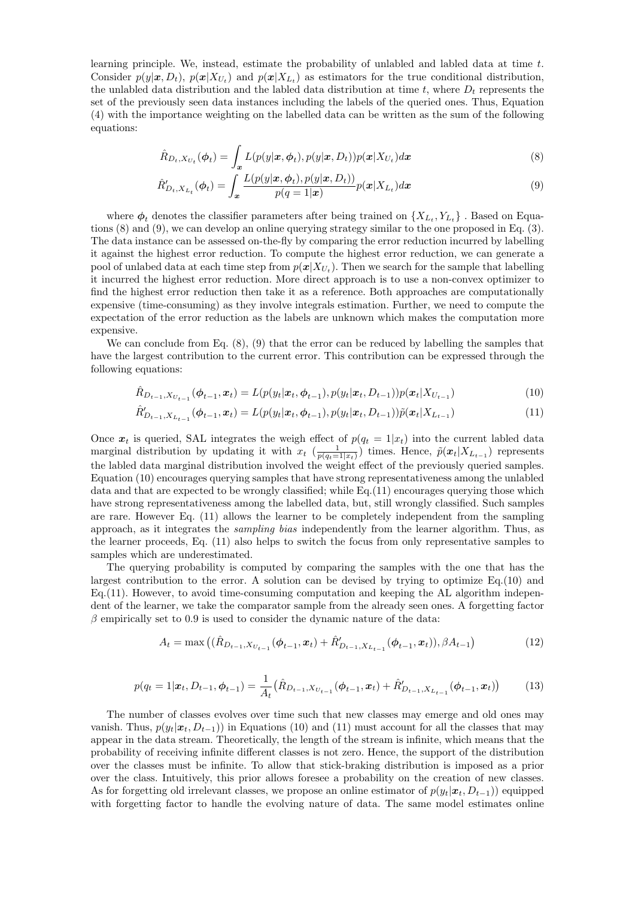learning principle. We, instead, estimate the probability of unlabled and labled data at time $t$. Consider $p(y|\boldsymbol{x}, D_t)$, $p(\boldsymbol{x}|X_{U_t})$ and $p(\boldsymbol{x}|X_{L_t})$ as estimators for the true conditional distribution, the unlabled data distribution and the labled data distribution at time $t$, where $D_t$ represents the set of the previously seen data instances including the labels of the queried ones. Thus, Equation (4) with the importance weighting on the labelled data can be written as the sum of the following equations:

$$\hat{R}_{D_t, X_{U_t}}(\boldsymbol{\phi}_t) = \int_{\boldsymbol{x}} L(p(y|\boldsymbol{x}, \boldsymbol{\phi}_t), p(y|\boldsymbol{x}, D_t)) p(\boldsymbol{x}|X_{U_t}) d\boldsymbol{x} \tag{8}$$

$$\hat{R}'_{D_t, X_{L_t}}(\boldsymbol{\phi}_t) = \int_{\boldsymbol{x}} \frac{L(p(y|\boldsymbol{x}, \boldsymbol{\phi}_t), p(y|\boldsymbol{x}, D_t))}{p(q=1|\boldsymbol{x})} p(\boldsymbol{x}|X_{L_t}) d\boldsymbol{x} \tag{9}$$

where $\boldsymbol{\phi}_t$ denotes the classifier parameters after being trained on $\{X_{L_t}, Y_{L_t}\}$ . Based on Equations (8) and (9), we can develop an online querying strategy similar to the one proposed in Eq. (3). The data instance can be assessed on-the-fly by comparing the error reduction incurred by labelling it against the highest error reduction. To compute the highest error reduction, we can generate a pool of unlabed data at each time step from $p(\boldsymbol{x}|X_{U_t})$. Then we search for the sample that labelling it incurred the highest error reduction. More direct approach is to use a non-convex optimizer to find the highest error reduction then take it as a reference. Both approaches are computationally expensive (time-consuming) as they involve integrals estimation. Further, we need to compute the expectation of the error reduction as the labels are unknown which makes the computation more expensive.

We can conclude from Eq. (8), (9) that the error can be reduced by labelling the samples that have the largest contribution to the current error. This contribution can be expressed through the following equations:

$$\hat{R}_{D_{t-1}, X_{U_{t-1}}}(\boldsymbol{\phi}_{t-1}, \boldsymbol{x}_t) = L(p(y_t|\boldsymbol{x}_t, \boldsymbol{\phi}_{t-1}), p(y_t|\boldsymbol{x}_t, D_{t-1})) p(\boldsymbol{x}_t|X_{U_{t-1}}) \tag{10}$$

$$\hat{R}'_{D_{t-1}, X_{L_{t-1}}}(\boldsymbol{\phi}_{t-1}, \boldsymbol{x}_t) = L(p(y_t|\boldsymbol{x}_t, \boldsymbol{\phi}_{t-1}), p(y_t|\boldsymbol{x}_t, D_{t-1})) \tilde{p}(\boldsymbol{x}_t|X_{L_{t-1}}) \tag{11}$$

Once $\boldsymbol{x}_t$ is queried, SAL integrates the weigh effect of $p(q_t = 1|x_t)$ into the current labled data marginal distribution by updating it with $x_t$ ($\frac{1}{p(q_t=1|x_t)}$) times. Hence, $\tilde{p}(\boldsymbol{x}_t|X_{L_{t-1}})$ represents the labled data marginal distribution involved the weight effect of the previously queried samples. Equation (10) encourages querying samples that have strong representativeness among the unlabled data and that are expected to be wrongly classified; while Eq.(11) encourages querying those which have strong representativeness among the labelled data, but, still wrongly classified. Such samples are rare. However Eq. (11) allows the learner to be completely independent from the sampling approach, as it integrates the *sampling bias* independently from the learner algorithm. Thus, as the learner proceeds, Eq. (11) also helps to switch the focus from only representative samples to samples which are underestimated.

The querying probability is computed by comparing the samples with the one that has the largest contribution to the error. A solution can be devised by trying to optimize Eq.(10) and Eq.(11). However, to avoid time-consuming computation and keeping the AL algorithm independent of the learner, we take the comparator sample from the already seen ones. A forgetting factor $\beta$ empirically set to 0.9 is used to consider the dynamic nature of the data:

$$A_t = \max\left((\hat{R}_{D_{t-1}, X_{U_{t-1}}}(\boldsymbol{\phi}_{t-1}, \boldsymbol{x}_t) + \hat{R}'_{D_{t-1}, X_{L_{t-1}}}(\boldsymbol{\phi}_{t-1}, \boldsymbol{x}_t)), \beta A_{t-1}\right) \tag{12}$$

$$p(q_t = 1|\boldsymbol{x}_t, D_{t-1}, \boldsymbol{\phi}_{t-1}) = \frac{1}{A_t}\left(\hat{R}_{D_{t-1}, X_{U_{t-1}}}(\boldsymbol{\phi}_{t-1}, \boldsymbol{x}_t) + \hat{R}'_{D_{t-1}, X_{L_{t-1}}}(\boldsymbol{\phi}_{t-1}, \boldsymbol{x}_t)\right) \tag{13}$$

The number of classes evolves over time such that new classes may emerge and old ones may vanish. Thus, $p(y_t|\boldsymbol{x}_t, D_{t-1}))$ in Equations (10) and (11) must account for all the classes that may appear in the data stream. Theoretically, the length of the stream is infinite, which means that the probability of receiving infinite different classes is not zero. Hence, the support of the distribution over the classes must be infinite. To allow that stick-braking distribution is imposed as a prior over the class. Intuitively, this prior allows foresee a probability on the creation of new classes. As for forgetting old irrelevant classes, we propose an online estimator of $p(y_t|\boldsymbol{x}_t, D_{t-1}))$ equipped with forgetting factor to handle the evolving nature of data. The same model estimates online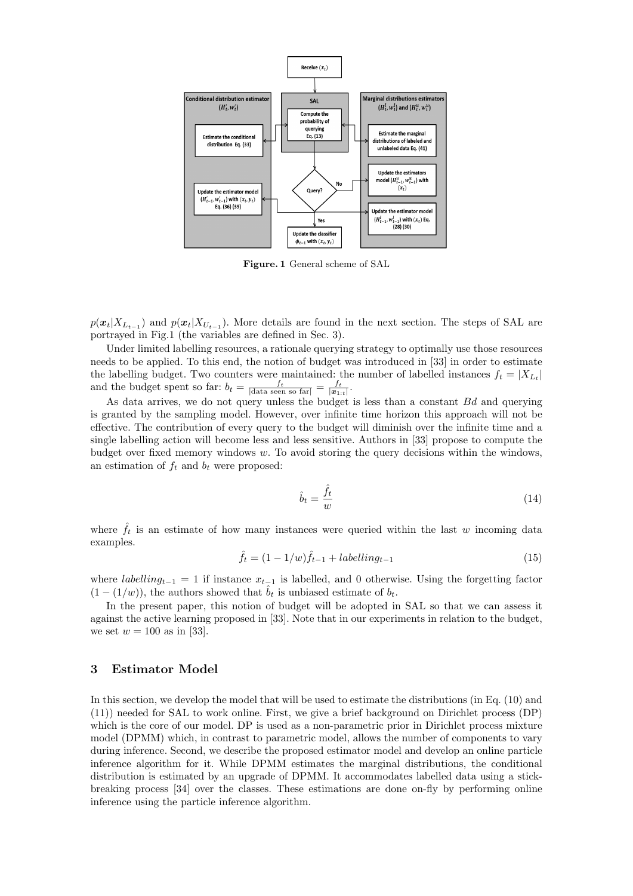**Figure. 1** General scheme of SAL

$p(\boldsymbol{x}_t|X_{L_{t-1}})$ and $p(\boldsymbol{x}_t|X_{U_{t-1}})$. More details are found in the next section. The steps of SAL are portrayed in Fig.1 (the variables are defined in Sec. 3).

Under limited labelling resources, a rationale querying strategy to optimally use those resources needs to be applied. To this end, the notion of budget was introduced in [33] in order to estimate the labelling budget. Two counters were maintained: the number of labelled instances $f_t = |X_{L_t}|$ and the budget spent so far: $b_t = \frac{f_t}{|\text{data seen so far}|} = \frac{f_t}{|\boldsymbol{x}_{1:t}|}$.

As data arrives, we do not query unless the budget is less than a constant $Bd$ and querying is granted by the sampling model. However, over infinite time horizon this approach will not be effective. The contribution of every query to the budget will diminish over the infinite time and a single labelling action will become less and less sensitive. Authors in [33] propose to compute the budget over fixed memory windows $w$. To avoid storing the query decisions within the windows, an estimation of $f_t$ and $b_t$ were proposed:

$$\hat{b}_t = \frac{\hat{f}_t}{w} \tag{14}$$

where $\hat{f}_t$ is an estimate of how many instances were queried within the last $w$ incoming data examples.

$$\hat{f}_t = (1 - 1/w)\hat{f}_{t-1} + labelling_{t-1} \tag{15}$$

where $labelling_{t-1} = 1$ if instance $x_{t-1}$ is labelled, and 0 otherwise. Using the forgetting factor $(1 - (1/w))$, the authors showed that $\hat{b}_t$ is unbiased estimate of $b_t$.

In the present paper, this notion of budget will be adopted in SAL so that we can assess it against the active learning proposed in [33]. Note that in our experiments in relation to the budget, we set $w = 100$ as in [33].

## 3 Estimator Model

In this section, we develop the model that will be used to estimate the distributions (in Eq. (10) and (11)) needed for SAL to work online. First, we give a brief background on Dirichlet process (DP) which is the core of our model. DP is used as a non-parametric prior in Dirichlet process mixture model (DPMM) which, in contrast to parametric model, allows the number of components to vary during inference. Second, we describe the proposed estimator model and develop an online particle inference algorithm for it. While DPMM estimates the marginal distributions, the conditional distribution is estimated by an upgrade of DPMM. It accommodates labelled data using a stick-breaking process [34] over the classes. These estimations are done on-fly by performing online inference using the particle inference algorithm.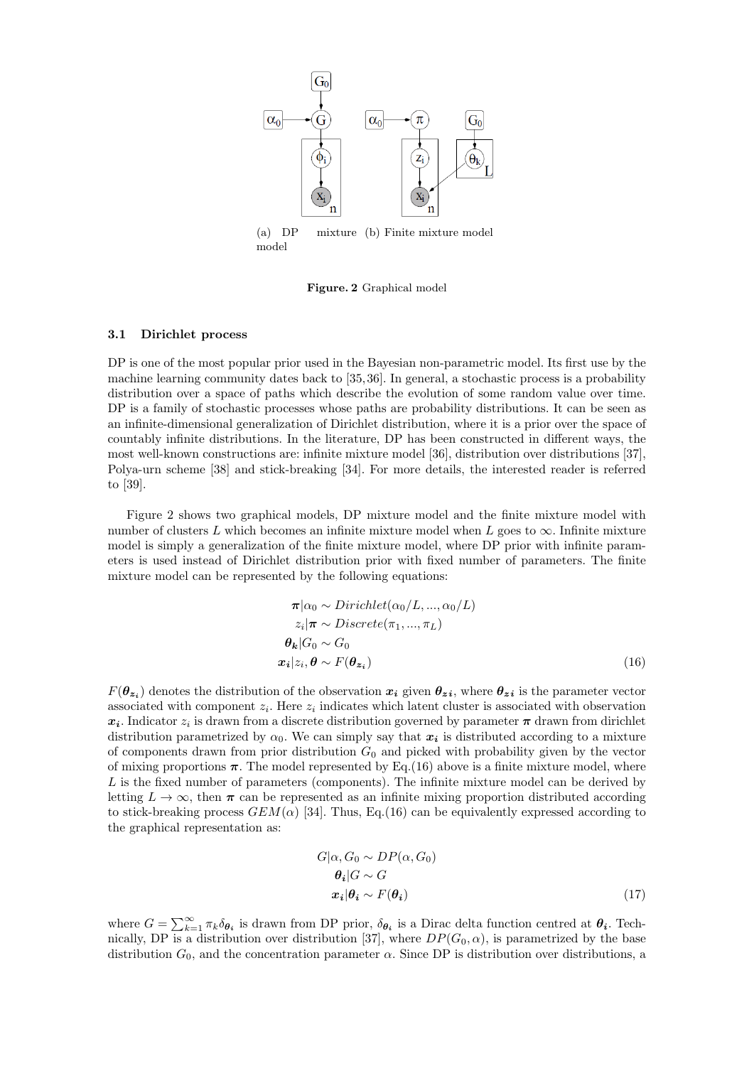(a) DP mixture model (b) Finite mixture model

**Figure. 2** Graphical model

### 3.1 Dirichlet process

DP is one of the most popular prior used in the Bayesian non-parametric model. Its first use by the machine learning community dates back to [35, 36]. In general, a stochastic process is a probability distribution over a space of paths which describe the evolution of some random value over time. DP is a family of stochastic processes whose paths are probability distributions. It can be seen as an infinite-dimensional generalization of Dirichlet distribution, where it is a prior over the space of countably infinite distributions. In the literature, DP has been constructed in different ways, the most well-known constructions are: infinite mixture model [36], distribution over distributions [37], Polya-urn scheme [38] and stick-breaking [34]. For more details, the interested reader is referred to [39].

Figure 2 shows two graphical models, DP mixture model and the finite mixture model with number of clusters $L$ which becomes an infinite mixture model when $L$ goes to $\infty$. Infinite mixture model is simply a generalization of the finite mixture model, where DP prior with infinite parameters is used instead of Dirichlet distribution prior with fixed number of parameters. The finite mixture model can be represented by the following equations:

$$
\begin{aligned}
\boldsymbol{\pi}|\alpha_0 &\sim Dirichlet(\alpha_0/L, ..., \alpha_0/L) \\
z_i|\boldsymbol{\pi} &\sim Discrete(\pi_1, ..., \pi_L) \\
\boldsymbol{\theta_k}|G_0 &\sim G_0 \\
\boldsymbol{x_i}|z_i, \boldsymbol{\theta} &\sim F(\boldsymbol{\theta_{z_i}})
\end{aligned} \tag{16}
$$

$F(\boldsymbol{\theta_{z_i}})$ denotes the distribution of the observation $\boldsymbol{x_i}$ given $\boldsymbol{\theta_{zi}}$, where $\boldsymbol{\theta_{zi}}$ is the parameter vector associated with component $z_i$. Here $z_i$ indicates which latent cluster is associated with observation $\boldsymbol{x_i}$. Indicator $z_i$ is drawn from a discrete distribution governed by parameter $\boldsymbol{\pi}$ drawn from dirichlet distribution parametrized by $\alpha_0$. We can simply say that $\boldsymbol{x_i}$ is distributed according to a mixture of components drawn from prior distribution $G_0$ and picked with probability given by the vector of mixing proportions $\boldsymbol{\pi}$. The model represented by Eq.(16) above is a finite mixture model, where $L$ is the fixed number of parameters (components). The infinite mixture model can be derived by letting $L \to \infty$, then $\boldsymbol{\pi}$ can be represented as an infinite mixing proportion distributed according to stick-breaking process $GEM(\alpha)$ [34]. Thus, Eq.(16) can be equivalently expressed according to the graphical representation as:

$$
\begin{aligned}
G|\alpha, G_0 &\sim DP(\alpha, G_0) \\
\boldsymbol{\theta_i}|G &\sim G \\
\boldsymbol{x_i}|\boldsymbol{\theta_i} &\sim F(\boldsymbol{\theta_i})
\end{aligned} \tag{17}
$$

where $G = \sum_{k=1}^{\infty} \pi_k \delta_{\boldsymbol{\theta_i}}$ is drawn from DP prior, $\delta_{\boldsymbol{\theta_i}}$ is a Dirac delta function centred at $\boldsymbol{\theta_i}$. Technically, DP is a distribution over distribution [37], where $DP(G_0, \alpha)$, is parametrized by the base distribution $G_0$, and the concentration parameter $\alpha$. Since DP is distribution over distributions, a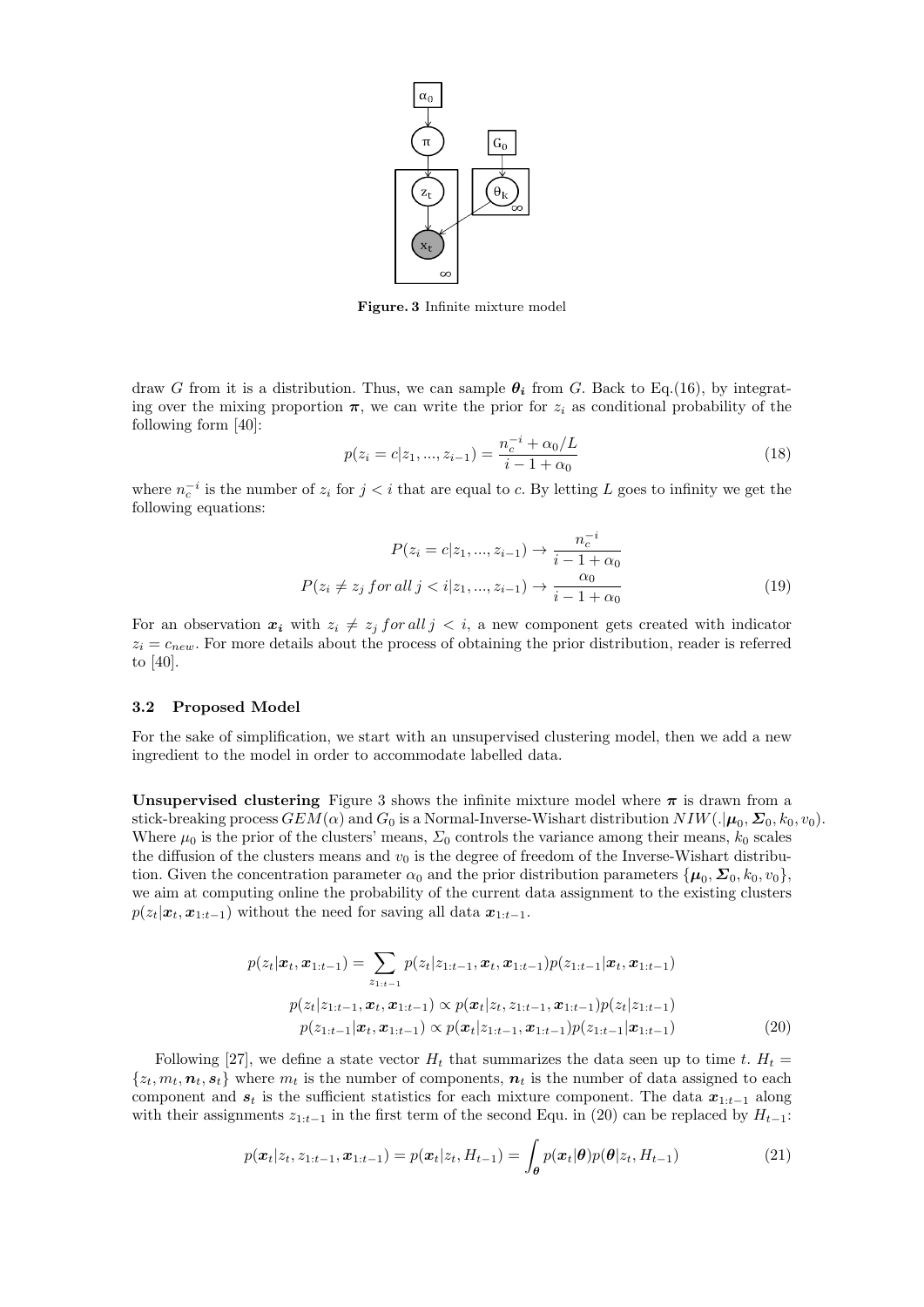Figure. 3 Infinite mixture model

draw $G$ from it is a distribution. Thus, we can sample $\boldsymbol{\theta_i}$ from $G$. Back to Eq.(16), by integrating over the mixing proportion $\boldsymbol{\pi}$, we can write the prior for $z_i$ as conditional probability of the following form [40]:

$$p(z_i = c|z_1, ..., z_{i-1}) = \frac{n_c^{-i} + \alpha_0/L}{i - 1 + \alpha_0} \tag{18}$$

where $n_c^{-i}$ is the number of $z_i$ for $j < i$ that are equal to $c$. By letting $L$ goes to infinity we get the following equations:

$$\begin{aligned} P(z_i = c|z_1, ..., z_{i-1}) &\rightarrow \frac{n_c^{-i}}{i - 1 + \alpha_0} \\ P(z_i \neq z_j \, for \, all \, j < i|z_1, ..., z_{i-1}) &\rightarrow \frac{\alpha_0}{i - 1 + \alpha_0} \end{aligned} \tag{19}$$

For an observation $\boldsymbol{x_i}$ with $z_i \neq z_j \, for \, all \, j < i$, a new component gets created with indicator $z_i = c_{new}$. For more details about the process of obtaining the prior distribution, reader is referred to [40].

### 3.2 Proposed Model

For the sake of simplification, we start with an unsupervised clustering model, then we add a new ingredient to the model in order to accommodate labelled data.

**Unsupervised clustering** Figure 3 shows the infinite mixture model where $\boldsymbol{\pi}$ is drawn from a stick-breaking process $GEM(\alpha)$ and $G_0$ is a Normal-Inverse-Wishart distribution $NIW(.|\boldsymbol{\mu}_0, \boldsymbol{\Sigma}_0, k_0, v_0)$. Where $\mu_0$ is the prior of the clusters' means, $\Sigma_0$ controls the variance among their means, $k_0$ scales the diffusion of the clusters means and $v_0$ is the degree of freedom of the Inverse-Wishart distribution. Given the concentration parameter $\alpha_0$ and the prior distribution parameters $\{\boldsymbol{\mu}_0, \boldsymbol{\Sigma}_0, k_0, v_0\}$, we aim at computing online the probability of the current data assignment to the existing clusters $p(z_t|\boldsymbol{x}_t, \boldsymbol{x}_{1:t-1})$ without the need for saving all data $\boldsymbol{x}_{1:t-1}$.

$$\begin{aligned} p(z_t|\boldsymbol{x}_t, \boldsymbol{x}_{1:t-1}) &= \sum_{z_{1:t-1}} p(z_t|z_{1:t-1}, \boldsymbol{x}_t, \boldsymbol{x}_{1:t-1}) p(z_{1:t-1}|\boldsymbol{x}_t, \boldsymbol{x}_{1:t-1}) \\ p(z_t|z_{1:t-1}, \boldsymbol{x}_t, \boldsymbol{x}_{1:t-1}) &\propto p(\boldsymbol{x}_t|z_t, z_{1:t-1}, \boldsymbol{x}_{1:t-1}) p(z_t|z_{1:t-1}) \\ p(z_{1:t-1}|\boldsymbol{x}_t, \boldsymbol{x}_{1:t-1}) &\propto p(\boldsymbol{x}_t|z_{1:t-1}, \boldsymbol{x}_{1:t-1}) p(z_{1:t-1}|\boldsymbol{x}_{1:t-1}) \end{aligned} \tag{20}$$

Following [27], we define a state vector $H_t$ that summarizes the data seen up to time $t$. $H_t = \{z_t, m_t, \boldsymbol{n}_t, \boldsymbol{s}_t\}$ where $m_t$ is the number of components, $\boldsymbol{n}_t$ is the number of data assigned to each component and $\boldsymbol{s}_t$ is the sufficient statistics for each mixture component. The data $\boldsymbol{x}_{1:t-1}$ along with their assignments $z_{1:t-1}$ in the first term of the second Equ. in (20) can be replaced by $H_{t-1}$:

$$p(\boldsymbol{x}_t|z_t, z_{1:t-1}, \boldsymbol{x}_{1:t-1}) = p(\boldsymbol{x}_t|z_t, H_{t-1}) = \int_{\boldsymbol{\theta}} p(\boldsymbol{x}_t|\boldsymbol{\theta}) p(\boldsymbol{\theta}|z_t, H_{t-1}) \tag{21}$$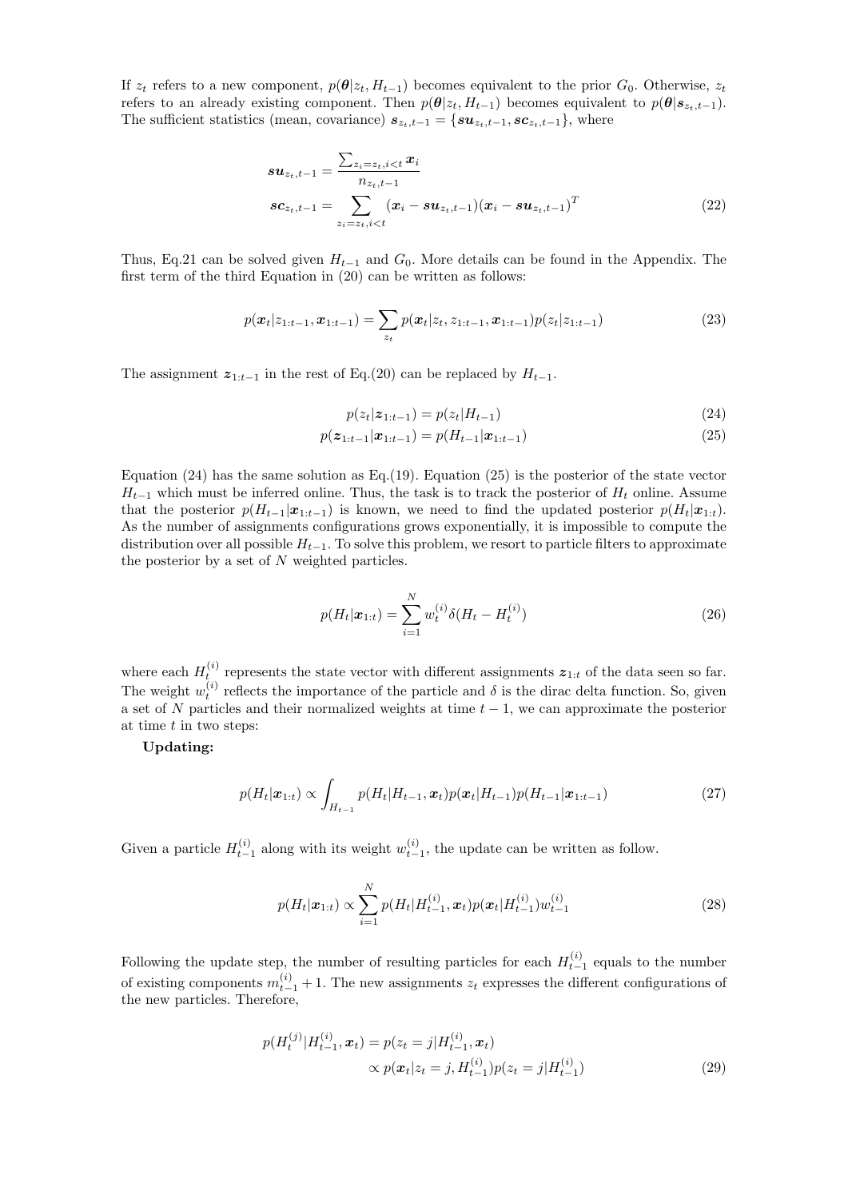If $z_t$ refers to a new component, $p(\boldsymbol{\theta}|z_t, H_{t-1})$ becomes equivalent to the prior $G_0$. Otherwise, $z_t$ refers to an already existing component. Then $p(\boldsymbol{\theta}|z_t, H_{t-1})$ becomes equivalent to $p(\boldsymbol{\theta}|\boldsymbol{s}_{z_t,t-1})$. The sufficient statistics (mean, covariance) $\boldsymbol{s}_{z_t,t-1} = \{\boldsymbol{su}_{z_t,t-1}, \boldsymbol{sc}_{z_t,t-1}\}$, where

$$
\begin{aligned}
\boldsymbol{su}_{z_t,t-1} &= \frac{\sum_{z_i=z_t,i<t} \boldsymbol{x}_i}{n_{z_t,t-1}} \\
\boldsymbol{sc}_{z_t,t-1} &= \sum_{z_i=z_t,i<t} (\boldsymbol{x}_i - \boldsymbol{su}_{z_t,t-1})(\boldsymbol{x}_i - \boldsymbol{su}_{z_t,t-1})^T
\end{aligned}
\tag{22}
$$

Thus, Eq.21 can be solved given $H_{t-1}$ and $G_0$. More details can be found in the Appendix. The first term of the third Equation in (20) can be written as follows:

$$
p(\boldsymbol{x}_t|z_{1:t-1}, \boldsymbol{x}_{1:t-1}) = \sum_{z_t} p(\boldsymbol{x}_t|z_t, z_{1:t-1}, \boldsymbol{x}_{1:t-1}) p(z_t|z_{1:t-1}) \tag{23}
$$

The assignment $\boldsymbol{z}_{1:t-1}$ in the rest of Eq.(20) can be replaced by $H_{t-1}$.

$$
p(z_t|\boldsymbol{z}_{1:t-1}) = p(z_t|H_{t-1}) \tag{24}
$$

$$
p(\boldsymbol{z}_{1:t-1}|\boldsymbol{x}_{1:t-1}) = p(H_{t-1}|\boldsymbol{x}_{1:t-1}) \tag{25}
$$

Equation (24) has the same solution as Eq.(19). Equation (25) is the posterior of the state vector $H_{t-1}$ which must be inferred online. Thus, the task is to track the posterior of $H_t$ online. Assume that the posterior $p(H_{t-1}|\boldsymbol{x}_{1:t-1})$ is known, we need to find the updated posterior $p(H_t|\boldsymbol{x}_{1:t})$. As the number of assignments configurations grows exponentially, it is impossible to compute the distribution over all possible $H_{t-1}$. To solve this problem, we resort to particle filters to approximate the posterior by a set of $N$ weighted particles.

$$
p(H_t|\boldsymbol{x}_{1:t}) = \sum_{i=1}^{N} w_t^{(i)} \delta(H_t - H_t^{(i)}) \tag{26}
$$

where each $H_t^{(i)}$ represents the state vector with different assignments $\boldsymbol{z}_{1:t}$ of the data seen so far. The weight $w_t^{(i)}$ reflects the importance of the particle and $\delta$ is the dirac delta function. So, given a set of $N$ particles and their normalized weights at time $t-1$, we can approximate the posterior at time $t$ in two steps:

**Updating:**

$$
p(H_t|\boldsymbol{x}_{1:t}) \propto \int_{H_{t-1}} p(H_t|H_{t-1}, \boldsymbol{x}_t) p(\boldsymbol{x}_t|H_{t-1}) p(H_{t-1}|\boldsymbol{x}_{1:t-1}) \tag{27}
$$

Given a particle $H_{t-1}^{(i)}$ along with its weight $w_{t-1}^{(i)}$, the update can be written as follow.

$$
p(H_t|\boldsymbol{x}_{1:t}) \propto \sum_{i=1}^{N} p(H_t|H_{t-1}^{(i)}, \boldsymbol{x}_t) p(\boldsymbol{x}_t|H_{t-1}^{(i)}) w_{t-1}^{(i)} \tag{28}
$$

Following the update step, the number of resulting particles for each $H_{t-1}^{(i)}$ equals to the number of existing components $m_{t-1}^{(i)} + 1$. The new assignments $z_t$ expresses the different configurations of the new particles. Therefore,

$$
\begin{aligned}
p(H_t^{(j)}|H_{t-1}^{(i)}, \boldsymbol{x}_t) &= p(z_t = j|H_{t-1}^{(i)}, \boldsymbol{x}_t) \\
&\propto p(\boldsymbol{x}_t|z_t = j, H_{t-1}^{(i)}) p(z_t = j|H_{t-1}^{(i)})
\end{aligned}
\tag{29}
$$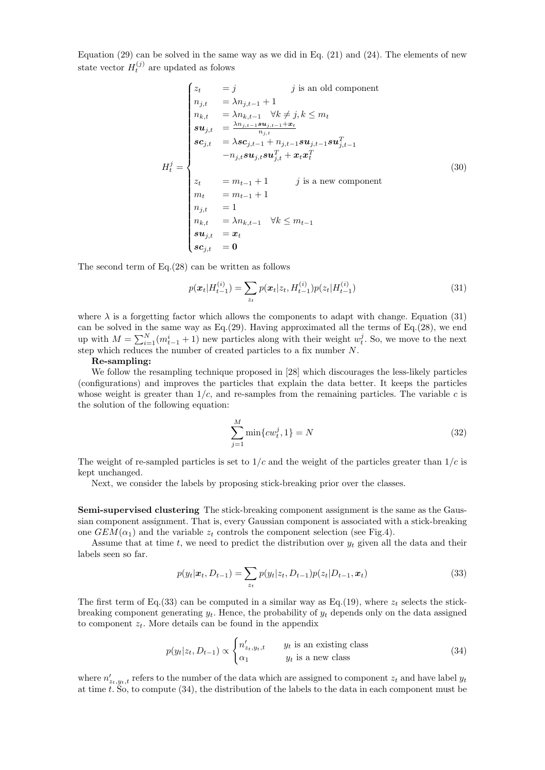Equation (29) can be solved in the same way as we did in Eq. (21) and (24). The elements of new state vector $H_t^{(j)}$ are updated as folows

$$
H_t^j = \begin{cases}
z_t &= j \qquad\qquad\quad j \text{ is an old component} \\
n_{j,t} &= \lambda n_{j,t-1} + 1 \\
n_{k,t} &= \lambda n_{k,t-1} \quad \forall k \neq j, k \leq m_t \\
\boldsymbol{su}_{j,t} &= \frac{\lambda n_{j,t-1} \boldsymbol{su}_{j,t-1} + \boldsymbol{x}_t}{n_{j,t}} \\
\boldsymbol{sc}_{j,t} &= \lambda \boldsymbol{sc}_{j,t-1} + n_{j,t-1} \boldsymbol{su}_{j,t-1} \boldsymbol{su}_{j,t-1}^T \\
& \quad - n_{j,t} \boldsymbol{su}_{j,t} \boldsymbol{su}_{j,t}^T + \boldsymbol{x}_t \boldsymbol{x}_t^T \\
z_t &= m_{t-1} + 1 \qquad j \text{ is a new component} \\
m_t &= m_{t-1} + 1 \\
n_{j,t} &= 1 \\
n_{k,t} &= \lambda n_{k,t-1} \quad \forall k \leq m_{t-1} \\
\boldsymbol{su}_{j,t} &= \boldsymbol{x}_t \\
\boldsymbol{sc}_{j,t} &= \boldsymbol{0}
\end{cases} \tag{30}
$$

The second term of Eq.(28) can be written as follows

$$
p(\boldsymbol{x}_t | H_{t-1}^{(i)}) = \sum_{z_t} p(\boldsymbol{x}_t | z_t, H_{t-1}^{(i)}) p(z_t | H_{t-1}^{(i)}) \tag{31}
$$

where $\lambda$ is a forgetting factor which allows the components to adapt with change. Equation (31) can be solved in the same way as Eq.(29). Having approximated all the terms of Eq.(28), we end up with $M = \sum_{i=1}^{N} (m_{t-1}^i + 1)$ new particles along with their weight $w_t^j$. So, we move to the next step which reduces the number of created particles to a fix number $N$.

**Re-sampling:**

We follow the resampling technique proposed in [28] which discourages the less-likely particles (configurations) and improves the particles that explain the data better. It keeps the particles whose weight is greater than $1/c$, and re-samples from the remaining particles. The variable $c$ is the solution of the following equation:

$$
\sum_{j=1}^{M} \min\{c w_t^j, 1\} = N \tag{32}
$$

The weight of re-sampled particles is set to $1/c$ and the weight of the particles greater than $1/c$ is kept unchanged.

Next, we consider the labels by proposing stick-breaking prior over the classes.

**Semi-supervised clustering** The stick-breaking component assignment is the same as the Gaussian component assignment. That is, every Gaussian component is associated with a stick-breaking one $GEM(\alpha_1)$ and the variable $z_t$ controls the component selection (see Fig.4).

Assume that at time $t$, we need to predict the distribution over $y_t$ given all the data and their labels seen so far.

$$
p(y_t | \boldsymbol{x}_t, D_{t-1}) = \sum_{z_t} p(y_t | z_t, D_{t-1}) p(z_t | D_{t-1}, \boldsymbol{x}_t) \tag{33}
$$

The first term of Eq.(33) can be computed in a similar way as Eq.(19), where $z_t$ selects the stick-breaking component generating $y_t$. Hence, the probability of $y_t$ depends only on the data assigned to component $z_t$. More details can be found in the appendix

$$
p(y_t | z_t, D_{t-1}) \propto \begin{cases} n'_{z_t, y_t, t} & y_t \text{ is an existing class} \\ \alpha_1 & y_t \text{ is a new class} \end{cases} \tag{34}
$$

where $n'_{z_t, y_t, t}$ refers to the number of the data which are assigned to component $z_t$ and have label $y_t$ at time $t$. So, to compute (34), the distribution of the labels to the data in each component must be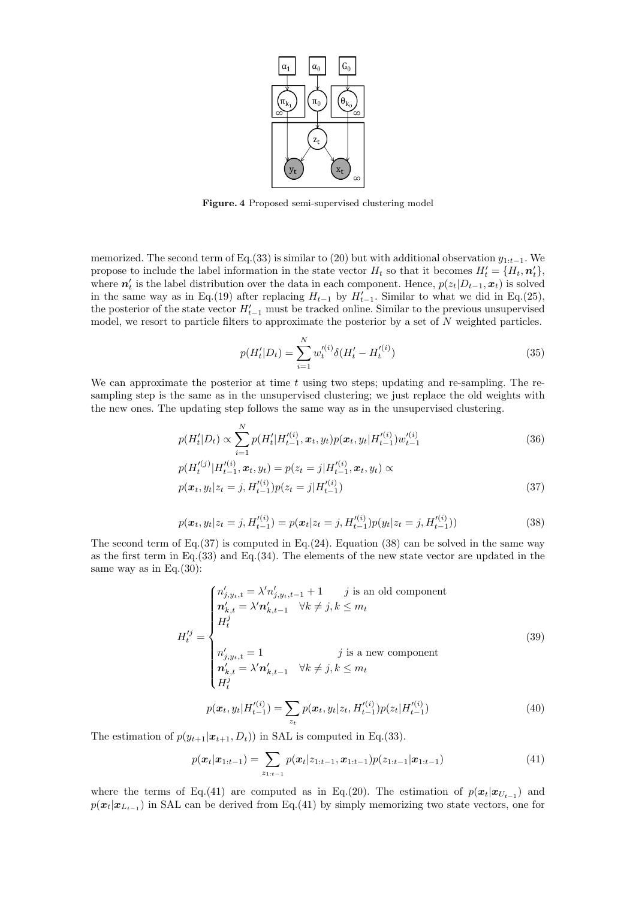**Figure. 4** Proposed semi-supervised clustering model

memorized. The second term of Eq.(33) is similar to (20) but with additional observation $y_{1:t-1}$. We propose to include the label information in the state vector $H_t$ so that it becomes $H'_t = \{H_t, \boldsymbol{n}'_t\}$, where $\boldsymbol{n}'_t$ is the label distribution over the data in each component. Hence, $p(z_t|D_{t-1}, \boldsymbol{x}_t)$ is solved in the same way as in Eq.(19) after replacing $H_{t-1}$ by $H'_{t-1}$. Similar to what we did in Eq.(25), the posterior of the state vector $H'_{t-1}$ must be tracked online. Similar to the previous unsupervised model, we resort to particle filters to approximate the posterior by a set of $N$ weighted particles.

$$p(H'_t|D_t) = \sum_{i=1}^{N} w'^{(i)}_t \delta(H'_t - H'^{(i)}_t) \tag{35}$$

We can approximate the posterior at time $t$ using two steps; updating and re-sampling. The re-sampling step is the same as in the unsupervised clustering; we just replace the old weights with the new ones. The updating step follows the same way as in the unsupervised clustering.

$$p(H'_t|D_t) \propto \sum_{i=1}^{N} p(H'_t|H'^{(i)}_{t-1}, \boldsymbol{x}_t, y_t) p(\boldsymbol{x}_t, y_t|H'^{(i)}_{t-1}) w'^{(i)}_{t-1} \tag{36}$$

$$p(H'^{(j)}_t|H'^{(i)}_{t-1}, \boldsymbol{x}_t, y_t) = p(z_t = j|H'^{(i)}_{t-1}, \boldsymbol{x}_t, y_t) \propto$$
$$p(\boldsymbol{x}_t, y_t|z_t = j, H'^{(i)}_{t-1}) p(z_t = j|H'^{(i)}_{t-1}) \tag{37}$$

$$p(\boldsymbol{x}_t, y_t|z_t = j, H'^{(i)}_{t-1}) = p(\boldsymbol{x}_t|z_t = j, H'^{(i)}_{t-1}) p(y_t|z_t = j, H'^{(i)}_{t-1})) \tag{38}$$

The second term of Eq.(37) is computed in Eq.(24). Equation (38) can be solved in the same way as the first term in Eq.(33) and Eq.(34). The elements of the new state vector are updated in the same way as in Eq.(30):

$$H'^{j}_t = \begin{cases} n'_{j,y_t,t} = \lambda' n'_{j,y_t,t-1} + 1 & j \text{ is an old component} \\ \boldsymbol{n}'_{k,t} = \lambda' \boldsymbol{n}'_{k,t-1} \quad \forall k \neq j, k \leq m_t & \\ H^j_t & \\ & \\ n'_{j,y_t,t} = 1 & j \text{ is a new component} \\ \boldsymbol{n}'_{k,t} = \lambda' \boldsymbol{n}'_{k,t-1} \quad \forall k \neq j, k \leq m_t & \\ H^j_t & \end{cases} \tag{39}$$

$$p(\boldsymbol{x}_t, y_t|H'^{(i)}_{t-1}) = \sum_{z_t} p(\boldsymbol{x}_t, y_t|z_t, H'^{(i)}_{t-1}) p(z_t|H'^{(i)}_{t-1}) \tag{40}$$

The estimation of $p(y_{t+1}|\boldsymbol{x}_{t+1}, D_t))$ in SAL is computed in Eq.(33).

$$p(\boldsymbol{x}_t|\boldsymbol{x}_{1:t-1}) = \sum_{z_{1:t-1}} p(\boldsymbol{x}_t|z_{1:t-1}, \boldsymbol{x}_{1:t-1}) p(z_{1:t-1}|\boldsymbol{x}_{1:t-1}) \tag{41}$$

where the terms of Eq.(41) are computed as in Eq.(20). The estimation of $p(\boldsymbol{x}_t|\boldsymbol{x}_{U_{t-1}})$ and $p(\boldsymbol{x}_t|\boldsymbol{x}_{L_{t-1}})$ in SAL can be derived from Eq.(41) by simply memorizing two state vectors, one for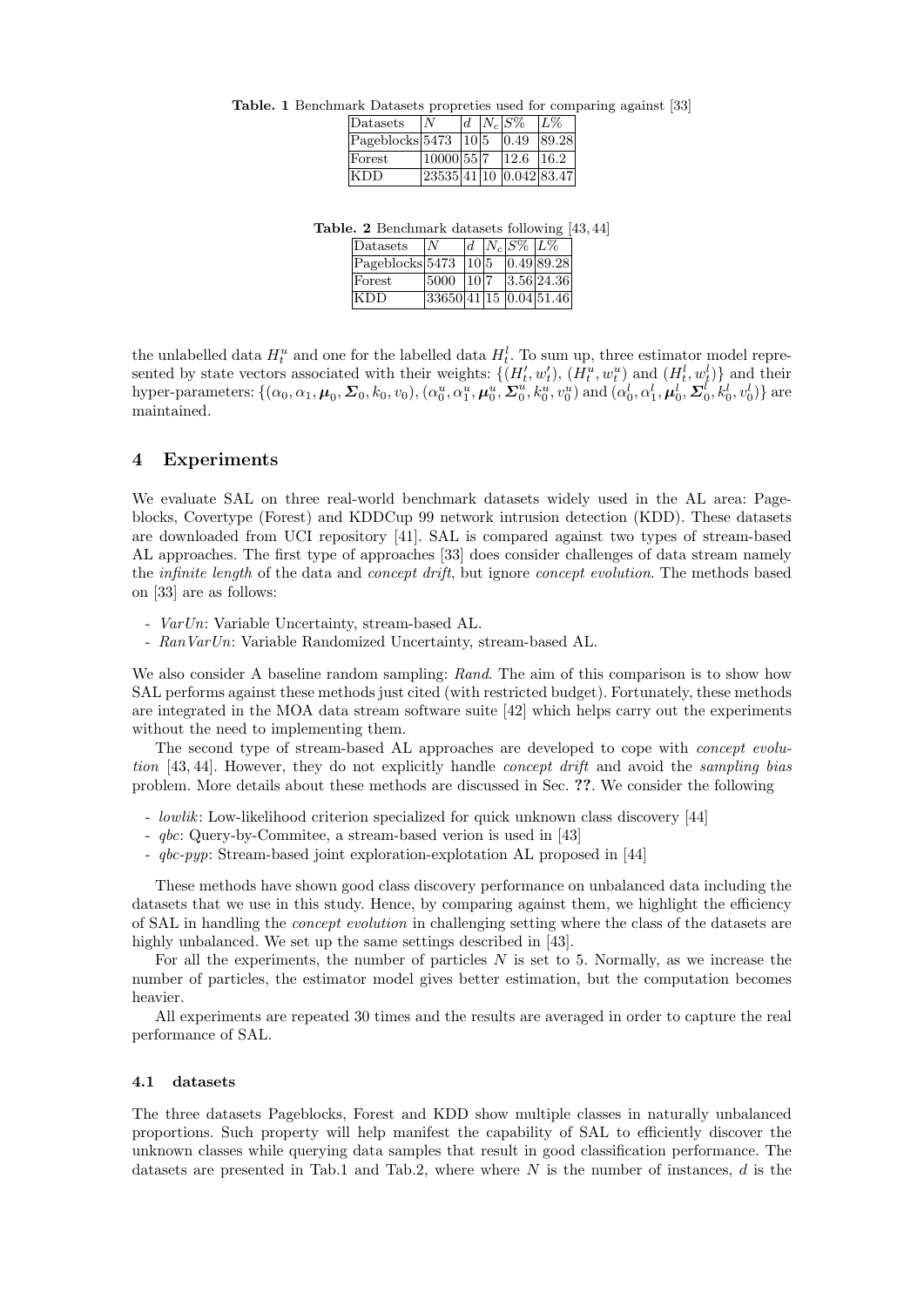**Table. 1** Benchmark Datasets propreties used for comparing against [33]

| Datasets | $N$ | $d$ | $N_c$ | $S\%$ | $L\%$ |
|---|---|---|---|---|---|
| Pageblocks | 5473 | 10 | 5 | 0.49 | 89.28 |
| Forest | 10000 | 55 | 7 | 12.6 | 16.2 |
| KDD | 23535 | 41 | 10 | 0.042 | 83.47 |

**Table. 2** Benchmark datasets following [43, 44]

| Datasets | $N$ | $d$ | $N_c$ | $S\%$ | $L\%$ |
|---|---|---|---|---|---|
| Pageblocks | 5473 | 10 | 5 | 0.49 | 89.28 |
| Forest | 5000 | 10 | 7 | 3.56 | 24.36 |
| KDD | 33650 | 41 | 15 | 0.04 | 51.46 |

the unlabelled data $H_t^u$ and one for the labelled data $H_t^l$. To sum up, three estimator model represented by state vectors associated with their weights: $\{(H_t^{\prime}, w_t^{\prime}),\ (H_t^u, w_t^u)$ and $(H_t^l, w_t^l)\}$ and their hyper-parameters: $\{(\alpha_0, \alpha_1, \boldsymbol{\mu}_0, \boldsymbol{\Sigma}_0, k_0, v_0), (\alpha_0^u, \alpha_1^u, \boldsymbol{\mu}_0^u, \boldsymbol{\Sigma}_0^u, k_0^u, v_0^u)$ and $(\alpha_0^l, \alpha_1^l, \boldsymbol{\mu}_0^l, \boldsymbol{\Sigma}_0^l, k_0^l, v_0^l)\}$ are maintained.

## 4 Experiments

We evaluate SAL on three real-world benchmark datasets widely used in the AL area: Pageblocks, Covertype (Forest) and KDDCup 99 network intrusion detection (KDD). These datasets are downloaded from UCI repository [41]. SAL is compared against two types of stream-based AL approaches. The first type of approaches [33] does consider challenges of data stream namely the *infinite length* of the data and *concept drift*, but ignore *concept evolution*. The methods based on [33] are as follows:

- *VarUn*: Variable Uncertainty, stream-based AL.
- *RanVarUn*: Variable Randomized Uncertainty, stream-based AL.

We also consider A baseline random sampling: *Rand*. The aim of this comparison is to show how SAL performs against these methods just cited (with restricted budget). Fortunately, these methods are integrated in the MOA data stream software suite [42] which helps carry out the experiments without the need to implementing them.

The second type of stream-based AL approaches are developed to cope with *concept evolution* [43, 44]. However, they do not explicitly handle *concept drift* and avoid the *sampling bias* problem. More details about these methods are discussed in Sec. **??**. We consider the following

- *lowlik*: Low-likelihood criterion specialized for quick unknown class discovery [44]
- *qbc*: Query-by-Commitee, a stream-based verion is used in [43]
- *qbc-pyp*: Stream-based joint exploration-explotation AL proposed in [44]

These methods have shown good class discovery performance on unbalanced data including the datasets that we use in this study. Hence, by comparing against them, we highlight the efficiency of SAL in handling the *concept evolution* in challenging setting where the class of the datasets are highly unbalanced. We set up the same settings described in [43].

For all the experiments, the number of particles $N$ is set to 5. Normally, as we increase the number of particles, the estimator model gives better estimation, but the computation becomes heavier.

All experiments are repeated 30 times and the results are averaged in order to capture the real performance of SAL.

### 4.1 datasets

The three datasets Pageblocks, Forest and KDD show multiple classes in naturally unbalanced proportions. Such property will help manifest the capability of SAL to efficiently discover the unknown classes while querying data samples that result in good classification performance. The datasets are presented in Tab.1 and Tab.2, where where $N$ is the number of instances, $d$ is the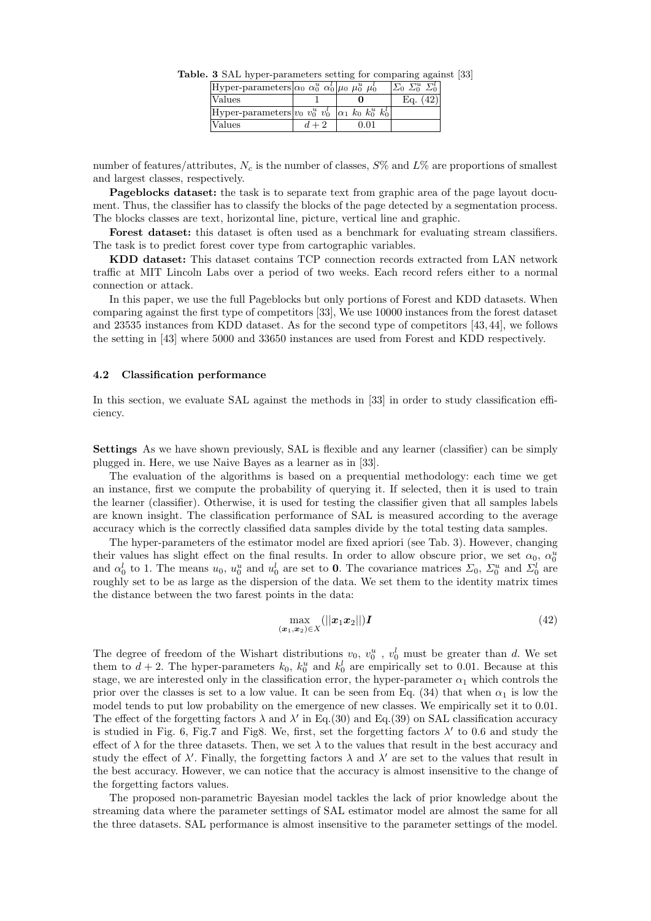**Table. 3** SAL hyper-parameters setting for comparing against [33]

| Hyper-parameters | $\alpha_0$ $\alpha_0^u$ $\alpha_0^l$ | $\mu_0$ $\mu_0^u$ $\mu_0^l$ | $\Sigma_0$ $\Sigma_0^u$ $\Sigma_0^l$ |
|---|---|---|---|
| Values | 1 | $\mathbf{0}$ | Eq. (42) |
| Hyper-parameters | $v_0$ $v_0^u$ $v_0^l$ | $\alpha_1$ $k_0$ $k_0^u$ $k_0^l$ | |
| Values | $d+2$ | 0.01 | |

number of features/attributes, $N_c$ is the number of classes, $S\%$ and $L\%$ are proportions of smallest and largest classes, respectively.

**Pageblocks dataset:** the task is to separate text from graphic area of the page layout document. Thus, the classifier has to classify the blocks of the page detected by a segmentation process. The blocks classes are text, horizontal line, picture, vertical line and graphic.

**Forest dataset:** this dataset is often used as a benchmark for evaluating stream classifiers. The task is to predict forest cover type from cartographic variables.

**KDD dataset:** This dataset contains TCP connection records extracted from LAN network traffic at MIT Lincoln Labs over a period of two weeks. Each record refers either to a normal connection or attack.

In this paper, we use the full Pageblocks but only portions of Forest and KDD datasets. When comparing against the first type of competitors [33], We use 10000 instances from the forest dataset and 23535 instances from KDD dataset. As for the second type of competitors [43, 44], we follows the setting in [43] where 5000 and 33650 instances are used from Forest and KDD respectively.

### 4.2 Classification performance

In this section, we evaluate SAL against the methods in [33] in order to study classification efficiency.

**Settings** As we have shown previously, SAL is flexible and any learner (classifier) can be simply plugged in. Here, we use Naive Bayes as a learner as in [33].

The evaluation of the algorithms is based on a prequential methodology: each time we get an instance, first we compute the probability of querying it. If selected, then it is used to train the learner (classifier). Otherwise, it is used for testing the classifier given that all samples labels are known insight. The classification performance of SAL is measured according to the average accuracy which is the correctly classified data samples divide by the total testing data samples.

The hyper-parameters of the estimator model are fixed apriori (see Tab. 3). However, changing their values has slight effect on the final results. In order to allow obscure prior, we set $\alpha_0$, $\alpha_0^u$ and $\alpha_0^l$ to 1. The means $u_0$, $u_0^u$ and $u_0^l$ are set to $\mathbf{0}$. The covariance matrices $\Sigma_0$, $\Sigma_0^u$ and $\Sigma_0^l$ are roughly set to be as large as the dispersion of the data. We set them to the identity matrix times the distance between the two farest points in the data:

$$\max_{(\boldsymbol{x}_1, \boldsymbol{x}_2) \in X} (||\boldsymbol{x}_1 \boldsymbol{x}_2||)\boldsymbol{I} \tag{42}$$

The degree of freedom of the Wishart distributions $v_0$, $v_0^u$ , $v_0^l$ must be greater than $d$. We set them to $d+2$. The hyper-parameters $k_0$, $k_0^u$ and $k_0^l$ are empirically set to 0.01. Because at this stage, we are interested only in the classification error, the hyper-parameter $\alpha_1$ which controls the prior over the classes is set to a low value. It can be seen from Eq. (34) that when $\alpha_1$ is low the model tends to put low probability on the emergence of new classes. We empirically set it to 0.01. The effect of the forgetting factors $\lambda$ and $\lambda'$ in Eq.(30) and Eq.(39) on SAL classification accuracy is studied in Fig. 6, Fig.7 and Fig8. We, first, set the forgetting factors $\lambda'$ to 0.6 and study the effect of $\lambda$ for the three datasets. Then, we set $\lambda$ to the values that result in the best accuracy and study the effect of $\lambda'$. Finally, the forgetting factors $\lambda$ and $\lambda'$ are set to the values that result in the best accuracy. However, we can notice that the accuracy is almost insensitive to the change of the forgetting factors values.

The proposed non-parametric Bayesian model tackles the lack of prior knowledge about the streaming data where the parameter settings of SAL estimator model are almost the same for all the three datasets. SAL performance is almost insensitive to the parameter settings of the model.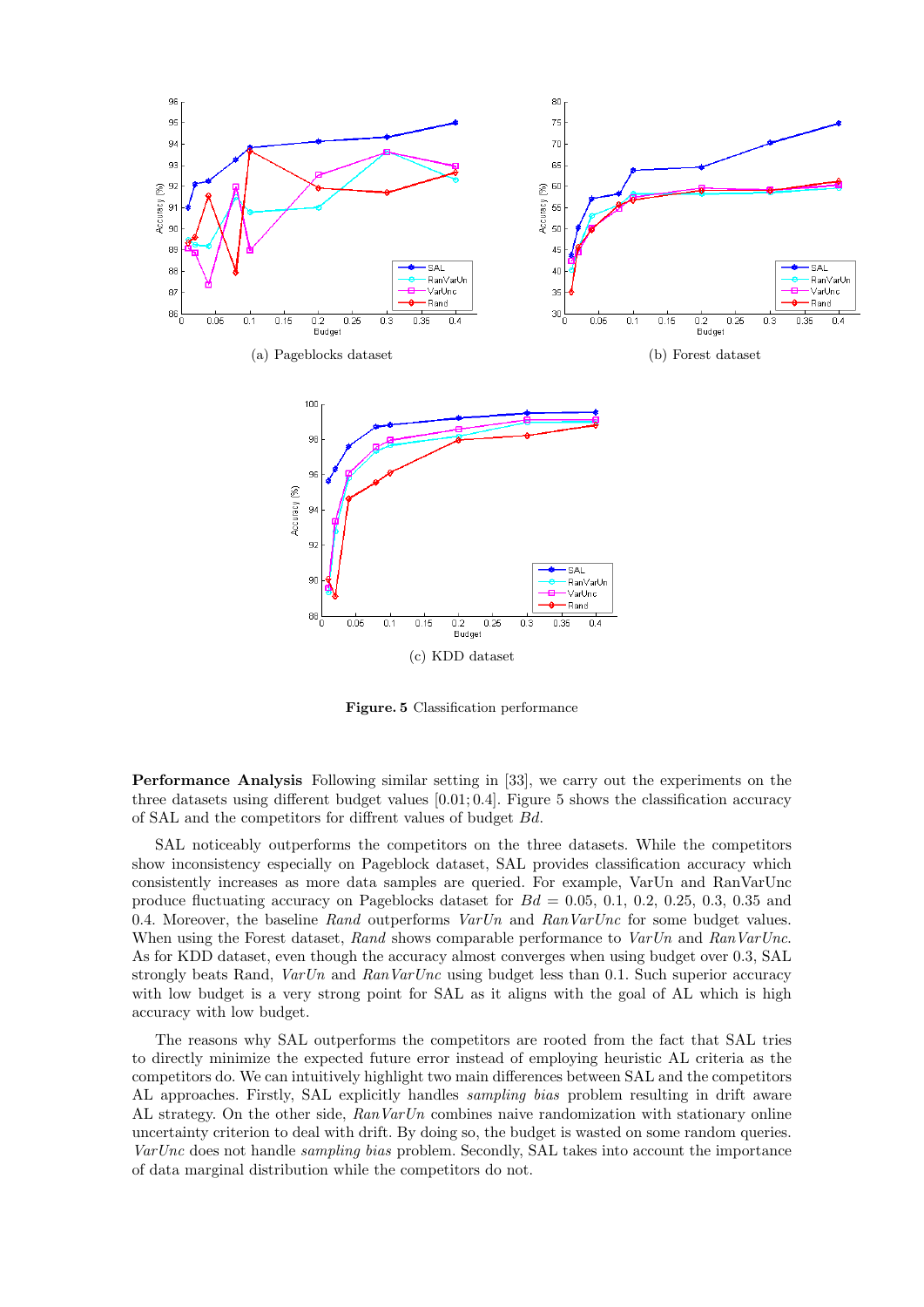(a) Pageblocks dataset

(b) Forest dataset

(c) KDD dataset

**Figure. 5** Classification performance

**Performance Analysis** Following similar setting in [33], we carry out the experiments on the three datasets using different budget values [0.01; 0.4]. Figure 5 shows the classification accuracy of SAL and the competitors for diffrent values of budget *Bd*.

SAL noticeably outperforms the competitors on the three datasets. While the competitors show inconsistency especially on Pageblock dataset, SAL provides classification accuracy which consistently increases as more data samples are queried. For example, VarUn and RanVarUnc produce fluctuating accuracy on Pageblocks dataset for $Bd$ = 0.05, 0.1, 0.2, 0.25, 0.3, 0.35 and 0.4. Moreover, the baseline *Rand* outperforms *VarUn* and *RanVarUnc* for some budget values. When using the Forest dataset, *Rand* shows comparable performance to *VarUn* and *RanVarUnc*. As for KDD dataset, even though the accuracy almost converges when using budget over 0.3, SAL strongly beats Rand, *VarUn* and *RanVarUnc* using budget less than 0.1. Such superior accuracy with low budget is a very strong point for SAL as it aligns with the goal of AL which is high accuracy with low budget.

The reasons why SAL outperforms the competitors are rooted from the fact that SAL tries to directly minimize the expected future error instead of employing heuristic AL criteria as the competitors do. We can intuitively highlight two main differences between SAL and the competitors AL approaches. Firstly, SAL explicitly handles *sampling bias* problem resulting in drift aware AL strategy. On the other side, *RanVarUn* combines naive randomization with stationary online uncertainty criterion to deal with drift. By doing so, the budget is wasted on some random queries. *VarUnc* does not handle *sampling bias* problem. Secondly, SAL takes into account the importance of data marginal distribution while the competitors do not.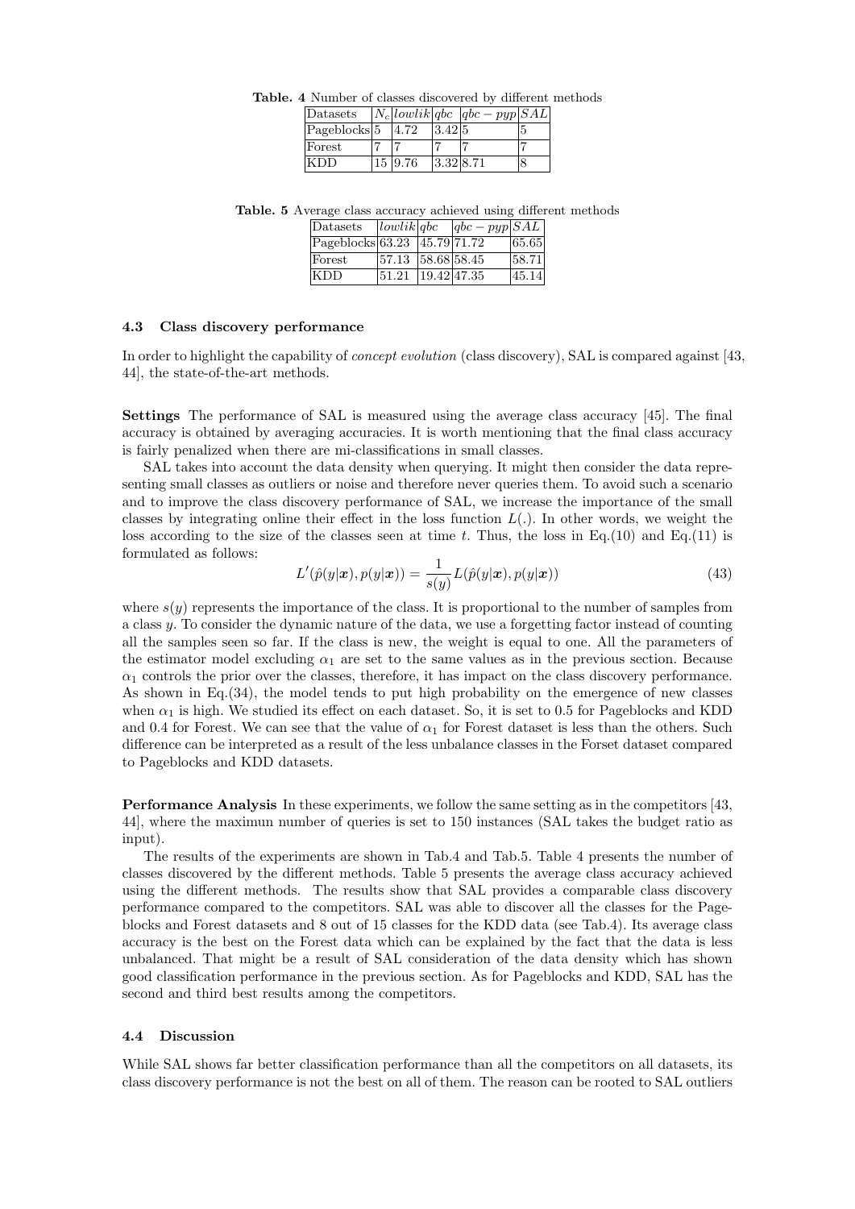**Table. 4** Number of classes discovered by different methods

| Datasets | $N_c$ | $lowlik$ | $qbc$ | $qbc-pyp$ | $SAL$ |
|---|---|---|---|---|---|
| Pageblocks | 5 | 4.72 | 3.42 | 5 | 5 |
| Forest | 7 | 7 | 7 | 7 | 7 |
| KDD | 15 | 9.76 | 3.32 | 8.71 | 8 |

**Table. 5** Average class accuracy achieved using different methods

| Datasets | $lowlik$ | $qbc$ | $qbc-pyp$ | $SAL$ |
|---|---|---|---|---|
| Pageblocks | 63.23 | 45.79 | 71.72 | 65.65 |
| Forest | 57.13 | 58.68 | 58.45 | 58.71 |
| KDD | 51.21 | 19.42 | 47.35 | 45.14 |

### 4.3 Class discovery performance

In order to highlight the capability of *concept evolution* (class discovery), SAL is compared against [43, 44], the state-of-the-art methods.

**Settings** The performance of SAL is measured using the average class accuracy [45]. The final accuracy is obtained by averaging accuracies. It is worth mentioning that the final class accuracy is fairly penalized when there are mi-classifications in small classes.

SAL takes into account the data density when querying. It might then consider the data representing small classes as outliers or noise and therefore never queries them. To avoid such a scenario and to improve the class discovery performance of SAL, we increase the importance of the small classes by integrating online their effect in the loss function $L(.)$. In other words, we weight the loss according to the size of the classes seen at time $t$. Thus, the loss in Eq.(10) and Eq.(11) is formulated as follows:

$$L'(\hat{p}(y|\boldsymbol{x}), p(y|\boldsymbol{x})) = \frac{1}{s(y)} L(\hat{p}(y|\boldsymbol{x}), p(y|\boldsymbol{x})) \tag{43}$$

where $s(y)$ represents the importance of the class. It is proportional to the number of samples from a class $y$. To consider the dynamic nature of the data, we use a forgetting factor instead of counting all the samples seen so far. If the class is new, the weight is equal to one. All the parameters of the estimator model excluding $\alpha_1$ are set to the same values as in the previous section. Because $\alpha_1$ controls the prior over the classes, therefore, it has impact on the class discovery performance. As shown in Eq.(34), the model tends to put high probability on the emergence of new classes when $\alpha_1$ is high. We studied its effect on each dataset. So, it is set to 0.5 for Pageblocks and KDD and 0.4 for Forest. We can see that the value of $\alpha_1$ for Forest dataset is less than the others. Such difference can be interpreted as a result of the less unbalance classes in the Forset dataset compared to Pageblocks and KDD datasets.

**Performance Analysis** In these experiments, we follow the same setting as in the competitors [43, 44], where the maximun number of queries is set to 150 instances (SAL takes the budget ratio as input).

The results of the experiments are shown in Tab.4 and Tab.5. Table 4 presents the number of classes discovered by the different methods. Table 5 presents the average class accuracy achieved using the different methods. The results show that SAL provides a comparable class discovery performance compared to the competitors. SAL was able to discover all the classes for the Pageblocks and Forest datasets and 8 out of 15 classes for the KDD data (see Tab.4). Its average class accuracy is the best on the Forest data which can be explained by the fact that the data is less unbalanced. That might be a result of SAL consideration of the data density which has shown good classification performance in the previous section. As for Pageblocks and KDD, SAL has the second and third best results among the competitors.

### 4.4 Discussion

While SAL shows far better classification performance than all the competitors on all datasets, its class discovery performance is not the best on all of them. The reason can be rooted to SAL outliers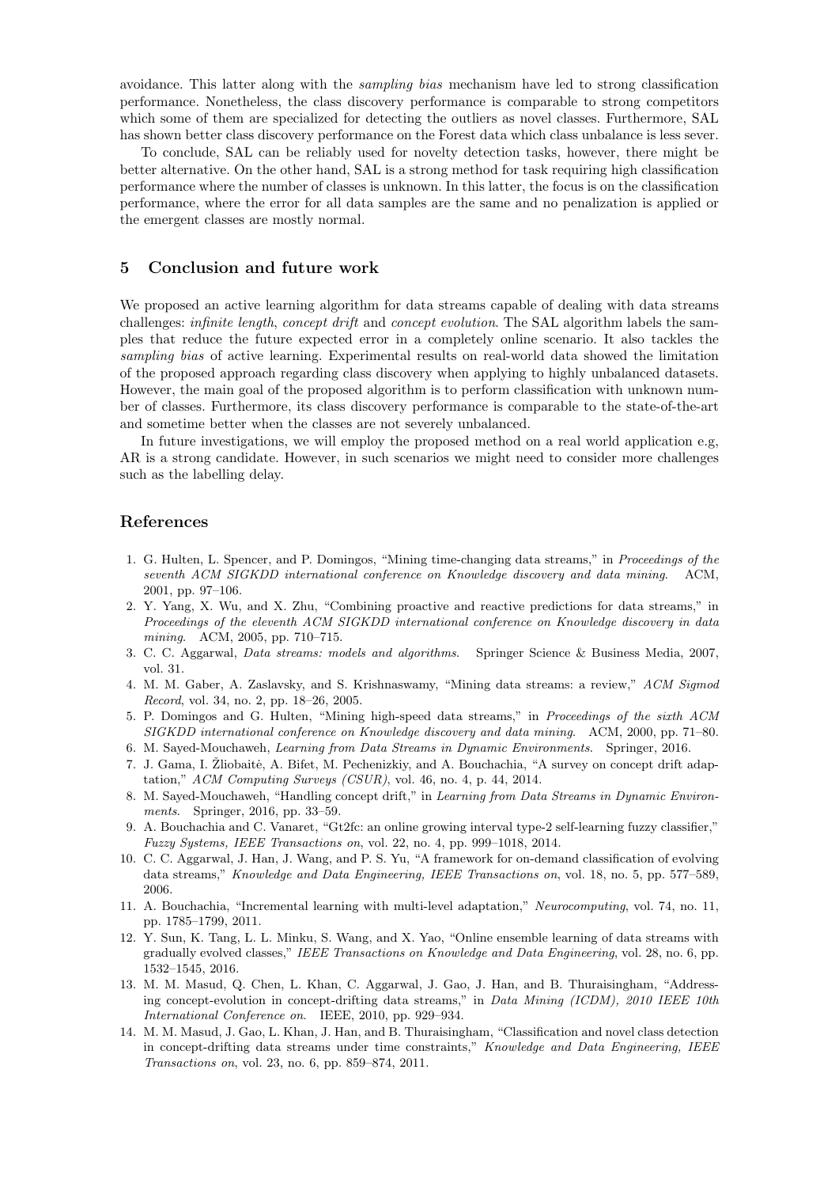avoidance. This latter along with the *sampling bias* mechanism have led to strong classification performance. Nonetheless, the class discovery performance is comparable to strong competitors which some of them are specialized for detecting the outliers as novel classes. Furthermore, SAL has shown better class discovery performance on the Forest data which class unbalance is less sever.

To conclude, SAL can be reliably used for novelty detection tasks, however, there might be better alternative. On the other hand, SAL is a strong method for task requiring high classification performance where the number of classes is unknown. In this latter, the focus is on the classification performance, where the error for all data samples are the same and no penalization is applied or the emergent classes are mostly normal.

## 5 Conclusion and future work

We proposed an active learning algorithm for data streams capable of dealing with data streams challenges: *infinite length*, *concept drift* and *concept evolution*. The SAL algorithm labels the samples that reduce the future expected error in a completely online scenario. It also tackles the *sampling bias* of active learning. Experimental results on real-world data showed the limitation of the proposed approach regarding class discovery when applying to highly unbalanced datasets. However, the main goal of the proposed algorithm is to perform classification with unknown number of classes. Furthermore, its class discovery performance is comparable to the state-of-the-art and sometime better when the classes are not severely unbalanced.

In future investigations, we will employ the proposed method on a real world application e.g, AR is a strong candidate. However, in such scenarios we might need to consider more challenges such as the labelling delay.

## References

1. G. Hulten, L. Spencer, and P. Domingos, "Mining time-changing data streams," in *Proceedings of the seventh ACM SIGKDD international conference on Knowledge discovery and data mining*. ACM, 2001, pp. 97–106.
2. Y. Yang, X. Wu, and X. Zhu, "Combining proactive and reactive predictions for data streams," in *Proceedings of the eleventh ACM SIGKDD international conference on Knowledge discovery in data mining*. ACM, 2005, pp. 710–715.
3. C. C. Aggarwal, *Data streams: models and algorithms*. Springer Science & Business Media, 2007, vol. 31.
4. M. M. Gaber, A. Zaslavsky, and S. Krishnaswamy, "Mining data streams: a review," *ACM Sigmod Record*, vol. 34, no. 2, pp. 18–26, 2005.
5. P. Domingos and G. Hulten, "Mining high-speed data streams," in *Proceedings of the sixth ACM SIGKDD international conference on Knowledge discovery and data mining*. ACM, 2000, pp. 71–80.
6. M. Sayed-Mouchaweh, *Learning from Data Streams in Dynamic Environments*. Springer, 2016.
7. J. Gama, I. Žliobaitė, A. Bifet, M. Pechenizkiy, and A. Bouchachia, "A survey on concept drift adaptation," *ACM Computing Surveys (CSUR)*, vol. 46, no. 4, p. 44, 2014.
8. M. Sayed-Mouchaweh, "Handling concept drift," in *Learning from Data Streams in Dynamic Environments*. Springer, 2016, pp. 33–59.
9. A. Bouchachia and C. Vanaret, "Gt2fc: an online growing interval type-2 self-learning fuzzy classifier," *Fuzzy Systems, IEEE Transactions on*, vol. 22, no. 4, pp. 999–1018, 2014.
10. C. C. Aggarwal, J. Han, J. Wang, and P. S. Yu, "A framework for on-demand classification of evolving data streams," *Knowledge and Data Engineering, IEEE Transactions on*, vol. 18, no. 5, pp. 577–589, 2006.
11. A. Bouchachia, "Incremental learning with multi-level adaptation," *Neurocomputing*, vol. 74, no. 11, pp. 1785–1799, 2011.
12. Y. Sun, K. Tang, L. L. Minku, S. Wang, and X. Yao, "Online ensemble learning of data streams with gradually evolved classes," *IEEE Transactions on Knowledge and Data Engineering*, vol. 28, no. 6, pp. 1532–1545, 2016.
13. M. M. Masud, Q. Chen, L. Khan, C. Aggarwal, J. Gao, J. Han, and B. Thuraisingham, "Addressing concept-evolution in concept-drifting data streams," in *Data Mining (ICDM), 2010 IEEE 10th International Conference on*. IEEE, 2010, pp. 929–934.
14. M. M. Masud, J. Gao, L. Khan, J. Han, and B. Thuraisingham, "Classification and novel class detection in concept-drifting data streams under time constraints," *Knowledge and Data Engineering, IEEE Transactions on*, vol. 23, no. 6, pp. 859–874, 2011.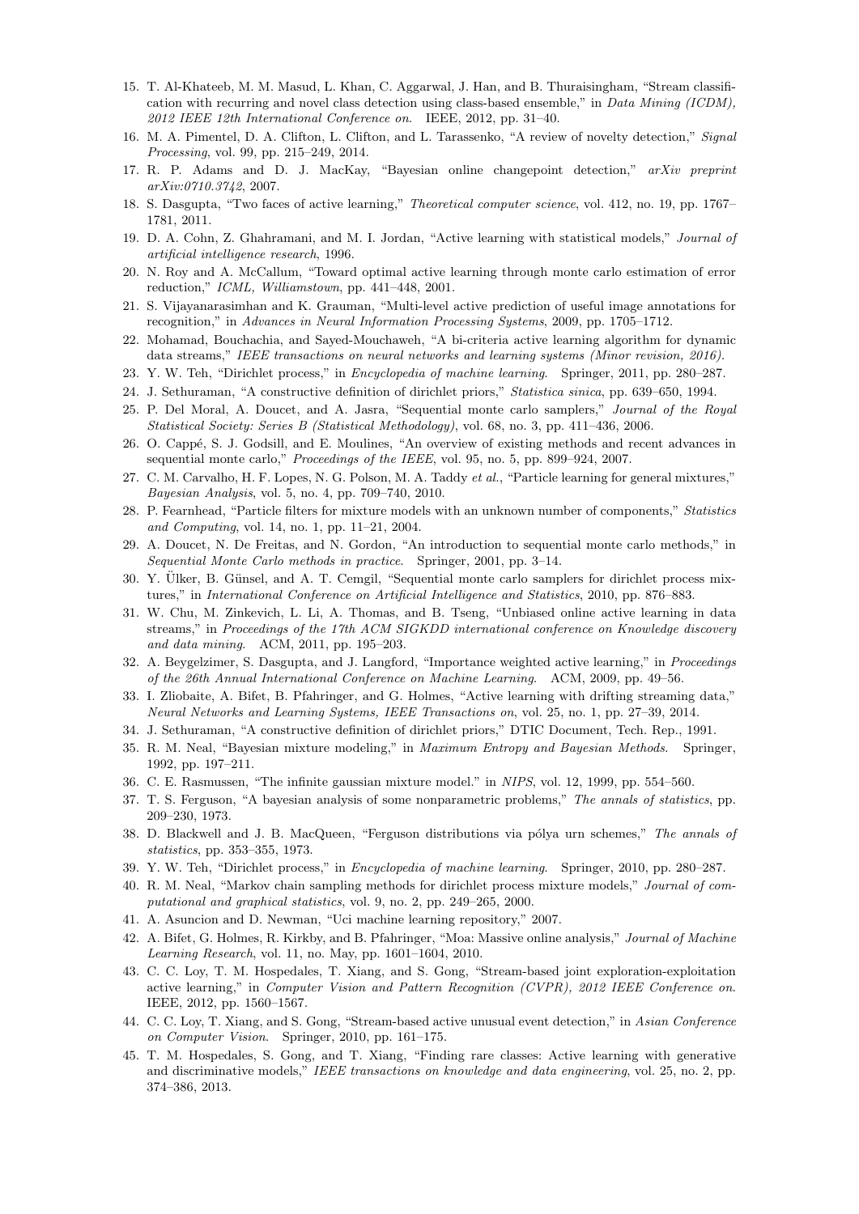15. T. Al-Khateeb, M. M. Masud, L. Khan, C. Aggarwal, J. Han, and B. Thuraisingham, "Stream classification with recurring and novel class detection using class-based ensemble," in *Data Mining (ICDM), 2012 IEEE 12th International Conference on*. IEEE, 2012, pp. 31–40.
16. M. A. Pimentel, D. A. Clifton, L. Clifton, and L. Tarassenko, "A review of novelty detection," *Signal Processing*, vol. 99, pp. 215–249, 2014.
17. R. P. Adams and D. J. MacKay, "Bayesian online changepoint detection," *arXiv preprint arXiv:0710.3742*, 2007.
18. S. Dasgupta, "Two faces of active learning," *Theoretical computer science*, vol. 412, no. 19, pp. 1767–1781, 2011.
19. D. A. Cohn, Z. Ghahramani, and M. I. Jordan, "Active learning with statistical models," *Journal of artificial intelligence research*, 1996.
20. N. Roy and A. McCallum, "Toward optimal active learning through monte carlo estimation of error reduction," *ICML, Williamstown*, pp. 441–448, 2001.
21. S. Vijayanarasimhan and K. Grauman, "Multi-level active prediction of useful image annotations for recognition," in *Advances in Neural Information Processing Systems*, 2009, pp. 1705–1712.
22. Mohamad, Bouchachia, and Sayed-Mouchaweh, "A bi-criteria active learning algorithm for dynamic data streams," *IEEE transactions on neural networks and learning systems (Minor revision, 2016)*.
23. Y. W. Teh, "Dirichlet process," in *Encyclopedia of machine learning*. Springer, 2011, pp. 280–287.
24. J. Sethuraman, "A constructive definition of dirichlet priors," *Statistica sinica*, pp. 639–650, 1994.
25. P. Del Moral, A. Doucet, and A. Jasra, "Sequential monte carlo samplers," *Journal of the Royal Statistical Society: Series B (Statistical Methodology)*, vol. 68, no. 3, pp. 411–436, 2006.
26. O. Cappé, S. J. Godsill, and E. Moulines, "An overview of existing methods and recent advances in sequential monte carlo," *Proceedings of the IEEE*, vol. 95, no. 5, pp. 899–924, 2007.
27. C. M. Carvalho, H. F. Lopes, N. G. Polson, M. A. Taddy *et al.*, "Particle learning for general mixtures," *Bayesian Analysis*, vol. 5, no. 4, pp. 709–740, 2010.
28. P. Fearnhead, "Particle filters for mixture models with an unknown number of components," *Statistics and Computing*, vol. 14, no. 1, pp. 11–21, 2004.
29. A. Doucet, N. De Freitas, and N. Gordon, "An introduction to sequential monte carlo methods," in *Sequential Monte Carlo methods in practice*. Springer, 2001, pp. 3–14.
30. Y. Ülker, B. Günsel, and A. T. Cemgil, "Sequential monte carlo samplers for dirichlet process mixtures," in *International Conference on Artificial Intelligence and Statistics*, 2010, pp. 876–883.
31. W. Chu, M. Zinkevich, L. Li, A. Thomas, and B. Tseng, "Unbiased online active learning in data streams," in *Proceedings of the 17th ACM SIGKDD international conference on Knowledge discovery and data mining*. ACM, 2011, pp. 195–203.
32. A. Beygelzimer, S. Dasgupta, and J. Langford, "Importance weighted active learning," in *Proceedings of the 26th Annual International Conference on Machine Learning*. ACM, 2009, pp. 49–56.
33. I. Zliobaite, A. Bifet, B. Pfahringer, and G. Holmes, "Active learning with drifting streaming data," *Neural Networks and Learning Systems, IEEE Transactions on*, vol. 25, no. 1, pp. 27–39, 2014.
34. J. Sethuraman, "A constructive definition of dirichlet priors," DTIC Document, Tech. Rep., 1991.
35. R. M. Neal, "Bayesian mixture modeling," in *Maximum Entropy and Bayesian Methods*. Springer, 1992, pp. 197–211.
36. C. E. Rasmussen, "The infinite gaussian mixture model." in *NIPS*, vol. 12, 1999, pp. 554–560.
37. T. S. Ferguson, "A bayesian analysis of some nonparametric problems," *The annals of statistics*, pp. 209–230, 1973.
38. D. Blackwell and J. B. MacQueen, "Ferguson distributions via pólya urn schemes," *The annals of statistics*, pp. 353–355, 1973.
39. Y. W. Teh, "Dirichlet process," in *Encyclopedia of machine learning*. Springer, 2010, pp. 280–287.
40. R. M. Neal, "Markov chain sampling methods for dirichlet process mixture models," *Journal of computational and graphical statistics*, vol. 9, no. 2, pp. 249–265, 2000.
41. A. Asuncion and D. Newman, "Uci machine learning repository," 2007.
42. A. Bifet, G. Holmes, R. Kirkby, and B. Pfahringer, "Moa: Massive online analysis," *Journal of Machine Learning Research*, vol. 11, no. May, pp. 1601–1604, 2010.
43. C. C. Loy, T. M. Hospedales, T. Xiang, and S. Gong, "Stream-based joint exploration-exploitation active learning," in *Computer Vision and Pattern Recognition (CVPR), 2012 IEEE Conference on*. IEEE, 2012, pp. 1560–1567.
44. C. C. Loy, T. Xiang, and S. Gong, "Stream-based active unusual event detection," in *Asian Conference on Computer Vision*. Springer, 2010, pp. 161–175.
45. T. M. Hospedales, S. Gong, and T. Xiang, "Finding rare classes: Active learning with generative and discriminative models," *IEEE transactions on knowledge and data engineering*, vol. 25, no. 2, pp. 374–386, 2013.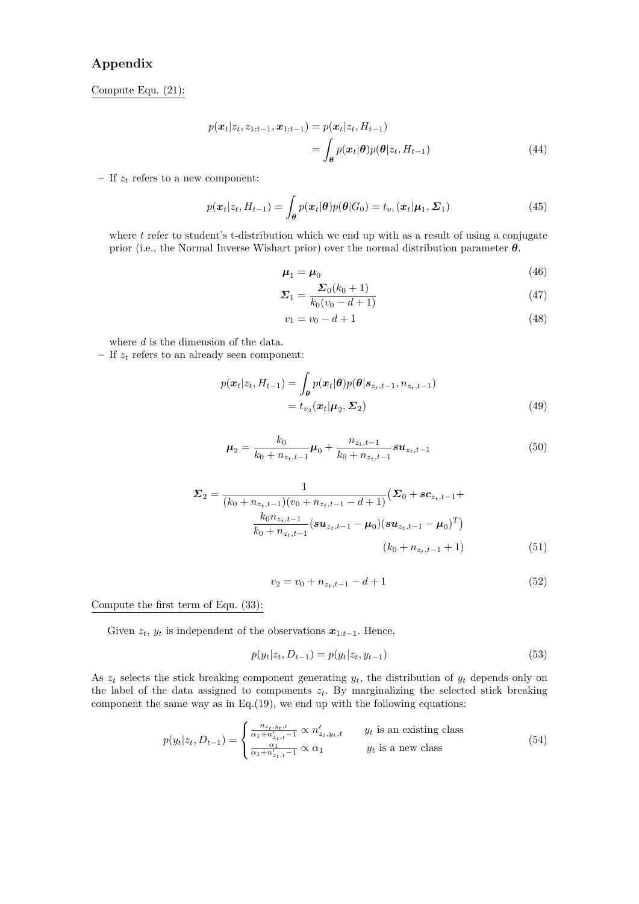## Appendix

Compute Equ. (21):

$$p(\boldsymbol{x}_t|z_t, z_{1:t-1}, \boldsymbol{x}_{1:t-1}) = p(\boldsymbol{x}_t|z_t, H_{t-1}) = \int_{\boldsymbol{\theta}} p(\boldsymbol{x}_t|\boldsymbol{\theta}) p(\boldsymbol{\theta}|z_t, H_{t-1}) \tag{44}$$

– If $z_t$ refers to a new component:

$$p(\boldsymbol{x}_t|z_t, H_{t-1}) = \int_{\boldsymbol{\theta}} p(\boldsymbol{x}_t|\boldsymbol{\theta}) p(\boldsymbol{\theta}|G_0) = t_{v_1}(\boldsymbol{x}_t|\boldsymbol{\mu}_1, \boldsymbol{\Sigma}_1) \tag{45}$$

where $t$ refer to student's t-distribution which we end up with as a result of using a conjugate prior (i.e., the Normal Inverse Wishart prior) over the normal distribution parameter $\boldsymbol{\theta}$.

$$\boldsymbol{\mu}_1 = \boldsymbol{\mu}_0 \tag{46}$$

$$\boldsymbol{\Sigma}_1 = \frac{\boldsymbol{\Sigma}_0(k_0+1)}{k_0(v_0-d+1)} \tag{47}$$

$$v_1 = v_0 - d + 1 \tag{48}$$

where $d$ is the dimension of the data.

– If $z_t$ refers to an already seen component:

$$p(\boldsymbol{x}_t|z_t, H_{t-1}) = \int_{\boldsymbol{\theta}} p(\boldsymbol{x}_t|\boldsymbol{\theta}) p(\boldsymbol{\theta}|\boldsymbol{s}_{z_t,t-1}, n_{z_t,t-1}) = t_{v_2}(\boldsymbol{x}_t|\boldsymbol{\mu}_2, \boldsymbol{\Sigma}_2) \tag{49}$$

$$\boldsymbol{\mu}_2 = \frac{k_0}{k_0 + n_{z_t,t-1}}\boldsymbol{\mu}_0 + \frac{n_{z_t,t-1}}{k_0 + n_{z_t,t-1}} \boldsymbol{su}_{z_t,t-1} \tag{50}$$

$$\boldsymbol{\Sigma}_2 = \frac{1}{(k_0 + n_{z_t,t-1})(v_0 + n_{z_t,t-1} - d + 1)} \big( \boldsymbol{\Sigma}_0 + \boldsymbol{sc}_{z_t,t-1} + \frac{k_0 n_{z_t,t-1}}{k_0 + n_{z_t,t-1}} (\boldsymbol{su}_{z_t,t-1} - \boldsymbol{\mu}_0)(\boldsymbol{su}_{z_t,t-1} - \boldsymbol{\mu}_0)^T \big) (k_0 + n_{z_t,t-1} + 1) \tag{51}$$

$$v_2 = v_0 + n_{z_t,t-1} - d + 1 \tag{52}$$

Compute the first term of Equ. (33):

Given $z_t$, $y_t$ is independent of the observations $\boldsymbol{x}_{1:t-1}$. Hence,

$$p(y_t|z_t, D_{t-1}) = p(y_t|z_t, y_{t-1}) \tag{53}$$

As $z_t$ selects the stick breaking component generating $y_t$, the distribution of $y_t$ depends only on the label of the data assigned to components $z_t$. By marginalizing the selected stick breaking component the same way as in Eq.(19), we end up with the following equations:

$$p(y_t|z_t, D_{t-1}) = \begin{cases} \frac{n_{z_t,y_t,t}}{\alpha_1 + n'_{z_t,t} - 1} \propto n'_{z_t,y_t,t} & y_t \text{ is an existing class} \\ \frac{\alpha_1}{\alpha_1 + n'_{z_t,t} - 1} \propto \alpha_1 & y_t \text{ is a new class} \end{cases} \tag{54}$$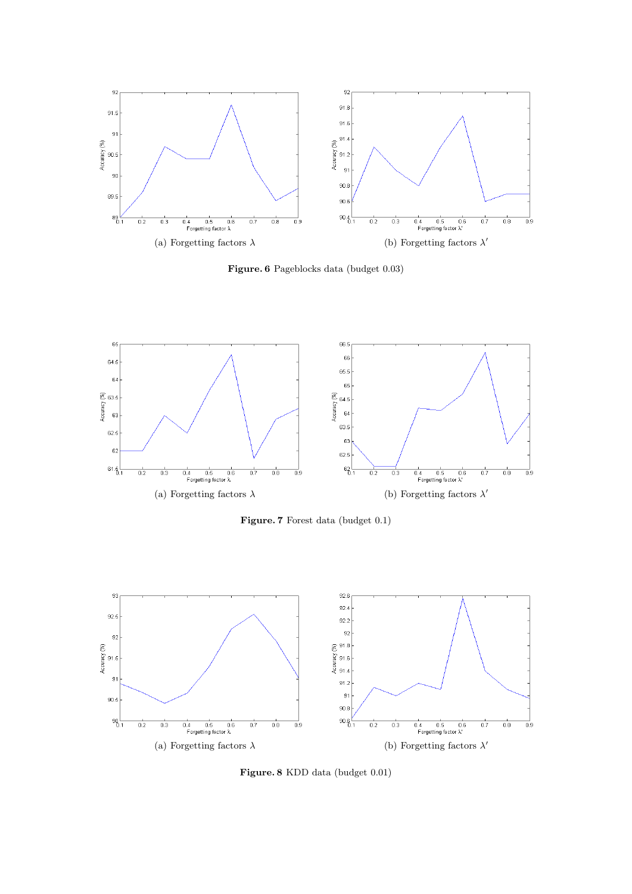92
91.5
91
90.5
90
89.5
89
0.1 0.2 0.3 0.4 0.5 0.6 0.7 0.8 0.9
Forgetting factor λ
Accuracy (%)

(a) Forgetting factors $\lambda$

92
91.8
91.6
91.4
91.2
91
90.8
90.6
90.4
0.1 0.2 0.3 0.4 0.5 0.6 0.7 0.8 0.9
Forgetting factor λ'
Accuracy (%)

(b) Forgetting factors $\lambda'$

**Figure. 6** Pageblocks data (budget 0.03)

65
64.5
64
63.5
63
62.5
62
61.5
0.1 0.2 0.3 0.4 0.5 0.6 0.7 0.8 0.9
Forgetting factor λ
Accuracy (%)

(a) Forgetting factors $\lambda$

66.5
66
65.5
65
64.5
64
63.5
63
62.5
62
0.1 0.2 0.3 0.4 0.5 0.6 0.7 0.8 0.9
Forgetting factor λ'
Accuracy (%)

(b) Forgetting factors $\lambda'$

**Figure. 7** Forest data (budget 0.1)

93
92.5
92
91.5
91
90.5
90
0.1 0.2 0.3 0.4 0.5 0.6 0.7 0.8 0.9
Forgetting factor λ
Accuracy (%)

(a) Forgetting factors $\lambda$

92.6
92.4
92.2
92
91.8
91.6
91.4
91.2
91
90.8
90.6
0.1 0.2 0.3 0.4 0.5 0.6 0.7 0.8 0.9
Forgetting factor λ'
Accuracy (%)

(b) Forgetting factors $\lambda'$

**Figure. 8** KDD data (budget 0.01)